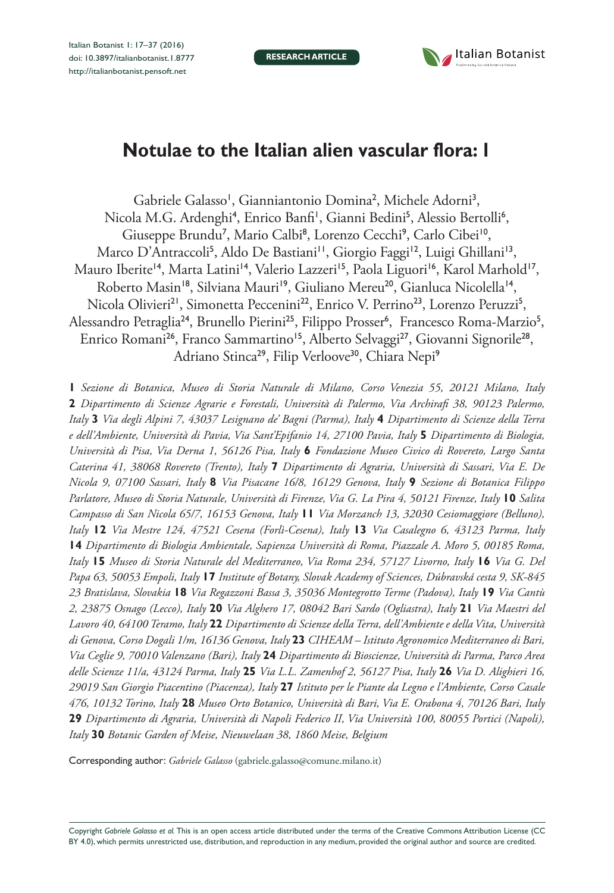RESEARCH ARTICLE

# Notulae to the Italian alien vascular flora: 1

Gabriele Galasso[1], Gianniantonio Domina[2], Michele Adorni[3], Nicola M.G. Ardenghi[4], Enrico Banfi[1], Gianni Bedini[5], Alessio Bertolli[6], Giuseppe Brundu[7], Mario Calbi[8], Lorenzo Cecchi[9], Carlo Cibei[10], Marco D'Antraccoli[5], Aldo De Bastiani[11], Giorgio Faggi[12], Luigi Ghillani[13], Mauro Iberite[14], Marta Latini[14], Valerio Lazzeri[15], Paola Liguori[16], Karol Marhold[17], Roberto Masin[18], Silviana Mauri[19], Giuliano Mereu[20], Gianluca Nicolella[14], Nicola Olivieri[21], Simonetta Peccenini[22], Enrico V. Perrino[23], Lorenzo Peruzzi[5], Alessandro Petraglia[24], Brunello Pierini[25], Filippo Prosser[6], Francesco Roma-Marzio[5], Enrico Romani[26], Franco Sammartino[15], Alberto Selvaggi[27], Giovanni Signorile[28], Adriano Stinca[29], Filip Verloove[30], Chiara Nepi[9]

**1** *Sezione di Botanica, Museo di Storia Naturale di Milano, Corso Venezia 55, 20121 Milano, Italy* **2** *Dipartimento di Scienze Agrarie e Forestali, Università di Palermo, Via Archirafi 38, 90123 Palermo, Italy* **3** *Via degli Alpini 7, 43037 Lesignano de' Bagni (Parma), Italy* **4** *Dipartimento di Scienze della Terra e dell'Ambiente, Università di Pavia, Via Sant'Epifanio 14, 27100 Pavia, Italy* **5** *Dipartimento di Biologia, Università di Pisa, Via Derna 1, 56126 Pisa, Italy* **6** *Fondazione Museo Civico di Rovereto, Largo Santa Caterina 41, 38068 Rovereto (Trento), Italy* **7** *Dipartimento di Agraria, Università di Sassari, Via E. De Nicola 9, 07100 Sassari, Italy* **8** *Via Pisacane 16/8, 16129 Genova, Italy* **9** *Sezione di Botanica Filippo Parlatore, Museo di Storia Naturale, Università di Firenze, Via G. La Pira 4, 50121 Firenze, Italy* **10** *Salita Campasso di San Nicola 65/7, 16153 Genova, Italy* **11** *Via Morzanch 13, 32030 Cesiomaggiore (Belluno), Italy* **12** *Via Mestre 124, 47521 Cesena (Forlì-Cesena), Italy* **13** *Via Casalegno 6, 43123 Parma, Italy* **14** *Dipartimento di Biologia Ambientale, Sapienza Università di Roma, Piazzale A. Moro 5, 00185 Roma, Italy* **15** *Museo di Storia Naturale del Mediterraneo, Via Roma 234, 57127 Livorno, Italy* **16** *Via G. Del Papa 63, 50053 Empoli, Italy* **17** *Institute of Botany, Slovak Academy of Sciences, Dúbravská cesta 9, SK-845 23 Bratislava, Slovakia* **18** *Via Regazzoni Bassa 3, 35036 Montegrotto Terme (Padova), Italy* **19** *Via Cantù 2, 23875 Osnago (Lecco), Italy* **20** *Via Alghero 17, 08042 Bari Sardo (Ogliastra), Italy* **21** *Via Maestri del Lavoro 40, 64100 Teramo, Italy* **22** *Dipartimento di Scienze della Terra, dell'Ambiente e della Vita, Università di Genova, Corso Dogali 1/m, 16136 Genova, Italy* **23** *CIHEAM – Istituto Agronomico Mediterraneo di Bari, Via Ceglie 9, 70010 Valenzano (Bari), Italy* **24** *Dipartimento di Bioscienze, Università di Parma, Parco Area delle Scienze 11/a, 43124 Parma, Italy* **25** *Via L.L. Zamenhof 2, 56127 Pisa, Italy* **26** *Via D. Alighieri 16, 29019 San Giorgio Piacentino (Piacenza), Italy* **27** *Istituto per le Piante da Legno e l'Ambiente, Corso Casale 476, 10132 Torino, Italy* **28** *Museo Orto Botanico, Università di Bari, Via E. Orabona 4, 70126 Bari, Italy* **29** *Dipartimento di Agraria, Università di Napoli Federico II, Via Università 100, 80055 Portici (Napoli), Italy* **30** *Botanic Garden of Meise, Nieuwelaan 38, 1860 Meise, Belgium*

Corresponding author: *Gabriele Galasso* (gabriele.galasso@comune.milano.it)

Copyright *Gabriele Galasso et al.* This is an open access article distributed under the terms of the Creative Commons Attribution License (CC BY 4.0), which permits unrestricted use, distribution, and reproduction in any medium, provided the original author and source are credited.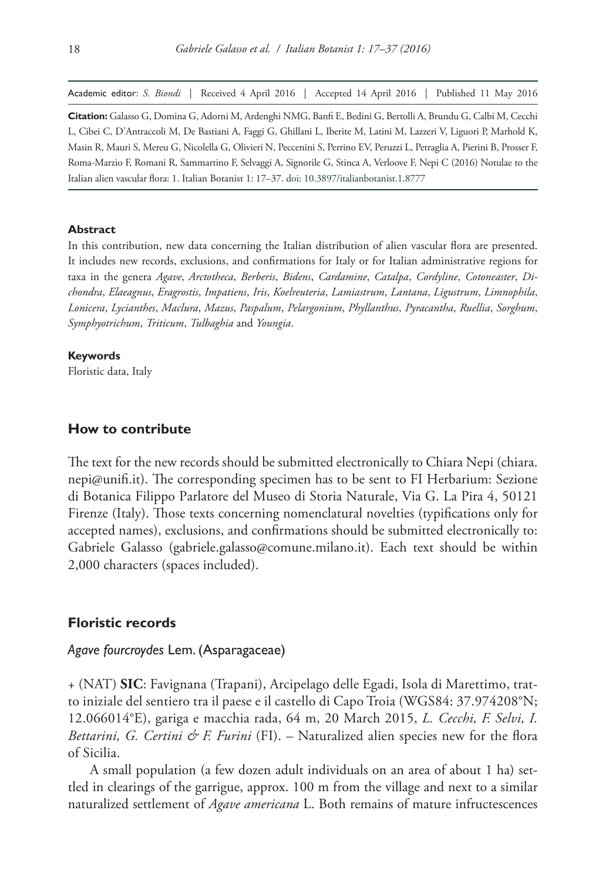Academic editor: *S. Biondi* | Received 4 April 2016 | Accepted 14 April 2016 | Published 11 May 2016

**Citation:** Galasso G, Domina G, Adorni M, Ardenghi NMG, Banfi E, Bedini G, Bertolli A, Brundu G, Calbi M, Cecchi L, Cibei C, D'Antraccoli M, De Bastiani A, Faggi G, Ghillani L, Iberite M, Latini M, Lazzeri V, Liguori P, Marhold K, Masin R, Mauri S, Mereu G, Nicolella G, Olivieri N, Peccenini S, Perrino EV, Peruzzi L, Petraglia A, Pierini B, Prosser F, Roma-Marzio F, Romani R, Sammartino F, Selvaggi A, Signorile G, Stinca A, Verloove F, Nepi C (2016) Notulae to the Italian alien vascular flora: 1. Italian Botanist 1: 17–37. doi: 10.3897/italianbotanist.1.8777

#### Abstract

In this contribution, new data concerning the Italian distribution of alien vascular flora are presented. It includes new records, exclusions, and confirmations for Italy or for Italian administrative regions for taxa in the genera *Agave*, *Arctotheca*, *Berberis*, *Bidens*, *Cardamine*, *Catalpa*, *Cordyline*, *Cotoneaster*, *Dichondra*, *Elaeagnus*, *Eragrostis*, *Impatiens*, *Iris*, *Koelreuteria*, *Lamiastrum*, *Lantana*, *Ligustrum*, *Limnophila*, *Lonicera*, *Lycianthes*, *Maclura*, *Mazus*, *Paspalum*, *Pelargonium*, *Phyllanthus*, *Pyracantha*, *Ruellia*, *Sorghum*, *Symphyotrichum*, *Triticum*, *Tulbaghia* and *Youngia*.

#### Keywords

Floristic data, Italy

## How to contribute

The text for the new records should be submitted electronically to Chiara Nepi (chiara.nepi@unifi.it). The corresponding specimen has to be sent to FI Herbarium: Sezione di Botanica Filippo Parlatore del Museo di Storia Naturale, Via G. La Pira 4, 50121 Firenze (Italy). Those texts concerning nomenclatural novelties (typifications only for accepted names), exclusions, and confirmations should be submitted electronically to: Gabriele Galasso (gabriele.galasso@comune.milano.it). Each text should be within 2,000 characters (spaces included).

## Floristic records

### *Agave fourcroydes* Lem. (Asparagaceae)

+ (NAT) **SIC**: Favignana (Trapani), Arcipelago delle Egadi, Isola di Marettimo, tratto iniziale del sentiero tra il paese e il castello di Capo Troia (WGS84: 37.974208°N; 12.066014°E), gariga e macchia rada, 64 m, 20 March 2015, *L. Cecchi, F. Selvi, I. Bettarini, G. Certini & F. Furini* (FI). – Naturalized alien species new for the flora of Sicilia.

A small population (a few dozen adult individuals on an area of about 1 ha) settled in clearings of the garrigue, approx. 100 m from the village and next to a similar naturalized settlement of *Agave americana* L. Both remains of mature infructescences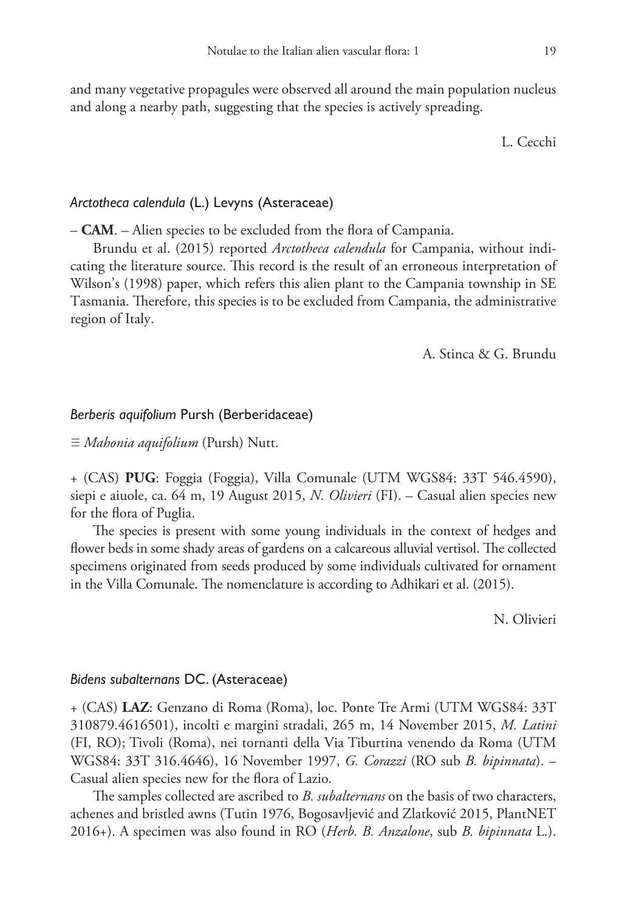and many vegetative propagules were observed all around the main population nucleus and along a nearby path, suggesting that the species is actively spreading.

L. Cecchi

### *Arctotheca calendula* (L.) Levyns (Asteraceae)

– **CAM**. – Alien species to be excluded from the flora of Campania.

Brundu et al. (2015) reported *Arctotheca calendula* for Campania, without indicating the literature source. This record is the result of an erroneous interpretation of Wilson's (1998) paper, which refers this alien plant to the Campania township in SE Tasmania. Therefore, this species is to be excluded from Campania, the administrative region of Italy.

A. Stinca & G. Brundu

### *Berberis aquifolium* Pursh (Berberidaceae)

≡ *Mahonia aquifolium* (Pursh) Nutt.

+ (CAS) **PUG**: Foggia (Foggia), Villa Comunale (UTM WGS84: 33T 546.4590), siepi e aiuole, ca. 64 m, 19 August 2015, *N. Olivieri* (FI). – Casual alien species new for the flora of Puglia.

The species is present with some young individuals in the context of hedges and flower beds in some shady areas of gardens on a calcareous alluvial vertisol. The collected specimens originated from seeds produced by some individuals cultivated for ornament in the Villa Comunale. The nomenclature is according to Adhikari et al. (2015).

N. Olivieri

### *Bidens subalternans* DC. (Asteraceae)

+ (CAS) **LAZ**: Genzano di Roma (Roma), loc. Ponte Tre Armi (UTM WGS84: 33T 310879.4616501), incolti e margini stradali, 265 m, 14 November 2015, *M. Latini* (FI, RO); Tivoli (Roma), nei tornanti della Via Tiburtina venendo da Roma (UTM WGS84: 33T 316.4646), 16 November 1997, *G. Corazzi* (RO sub *B. bipinnata*). – Casual alien species new for the flora of Lazio.

The samples collected are ascribed to *B. subalternans* on the basis of two characters, achenes and bristled awns (Tutin 1976, Bogosavljević and Zlatković 2015, PlantNET 2016+). A specimen was also found in RO (*Herb. B. Anzalone*, sub *B. bipinnata* L.).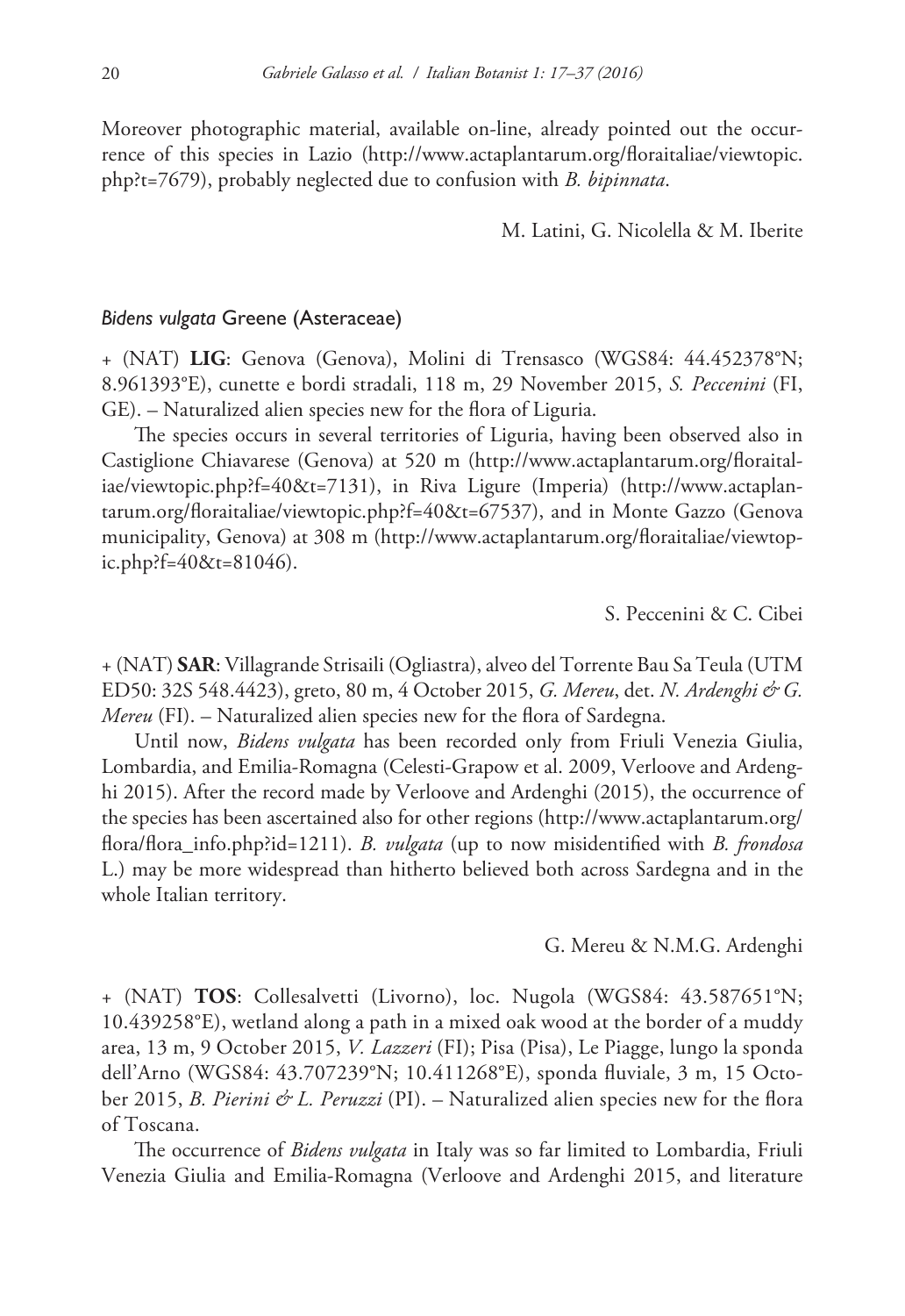Moreover photographic material, available on-line, already pointed out the occurrence of this species in Lazio (http://www.actaplantarum.org/floraitaliae/viewtopic.php?t=7679), probably neglected due to confusion with *B. bipinnata*.

M. Latini, G. Nicolella & M. Iberite

### *Bidens vulgata* Greene (Asteraceae)

+ (NAT) **LIG**: Genova (Genova), Molini di Trensasco (WGS84: 44.452378°N; 8.961393°E), cunette e bordi stradali, 118 m, 29 November 2015, *S. Peccenini* (FI, GE). – Naturalized alien species new for the flora of Liguria.

The species occurs in several territories of Liguria, having been observed also in Castiglione Chiavarese (Genova) at 520 m (http://www.actaplantarum.org/floraitaliae/viewtopic.php?f=40&t=7131), in Riva Ligure (Imperia) (http://www.actaplantarum.org/floraitaliae/viewtopic.php?f=40&t=67537), and in Monte Gazzo (Genova municipality, Genova) at 308 m (http://www.actaplantarum.org/floraitaliae/viewtopic.php?f=40&t=81046).

S. Peccenini & C. Cibei

+ (NAT) **SAR**: Villagrande Strisaili (Ogliastra), alveo del Torrente Bau Sa Teula (UTM ED50: 32S 548.4423), greto, 80 m, 4 October 2015, *G. Mereu*, det. *N. Ardenghi & G. Mereu* (FI). – Naturalized alien species new for the flora of Sardegna.

Until now, *Bidens vulgata* has been recorded only from Friuli Venezia Giulia, Lombardia, and Emilia-Romagna (Celesti-Grapow et al. 2009, Verloove and Ardenghi 2015). After the record made by Verloove and Ardenghi (2015), the occurrence of the species has been ascertained also for other regions (http://www.actaplantarum.org/flora/flora_info.php?id=1211). *B. vulgata* (up to now misidentified with *B. frondosa* L.) may be more widespread than hitherto believed both across Sardegna and in the whole Italian territory.

G. Mereu & N.M.G. Ardenghi

+ (NAT) **TOS**: Collesalvetti (Livorno), loc. Nugola (WGS84: 43.587651°N; 10.439258°E), wetland along a path in a mixed oak wood at the border of a muddy area, 13 m, 9 October 2015, *V. Lazzeri* (FI); Pisa (Pisa), Le Piagge, lungo la sponda dell'Arno (WGS84: 43.707239°N; 10.411268°E), sponda fluviale, 3 m, 15 October 2015, *B. Pierini & L. Peruzzi* (PI). – Naturalized alien species new for the flora of Toscana.

The occurrence of *Bidens vulgata* in Italy was so far limited to Lombardia, Friuli Venezia Giulia and Emilia-Romagna (Verloove and Ardenghi 2015, and literature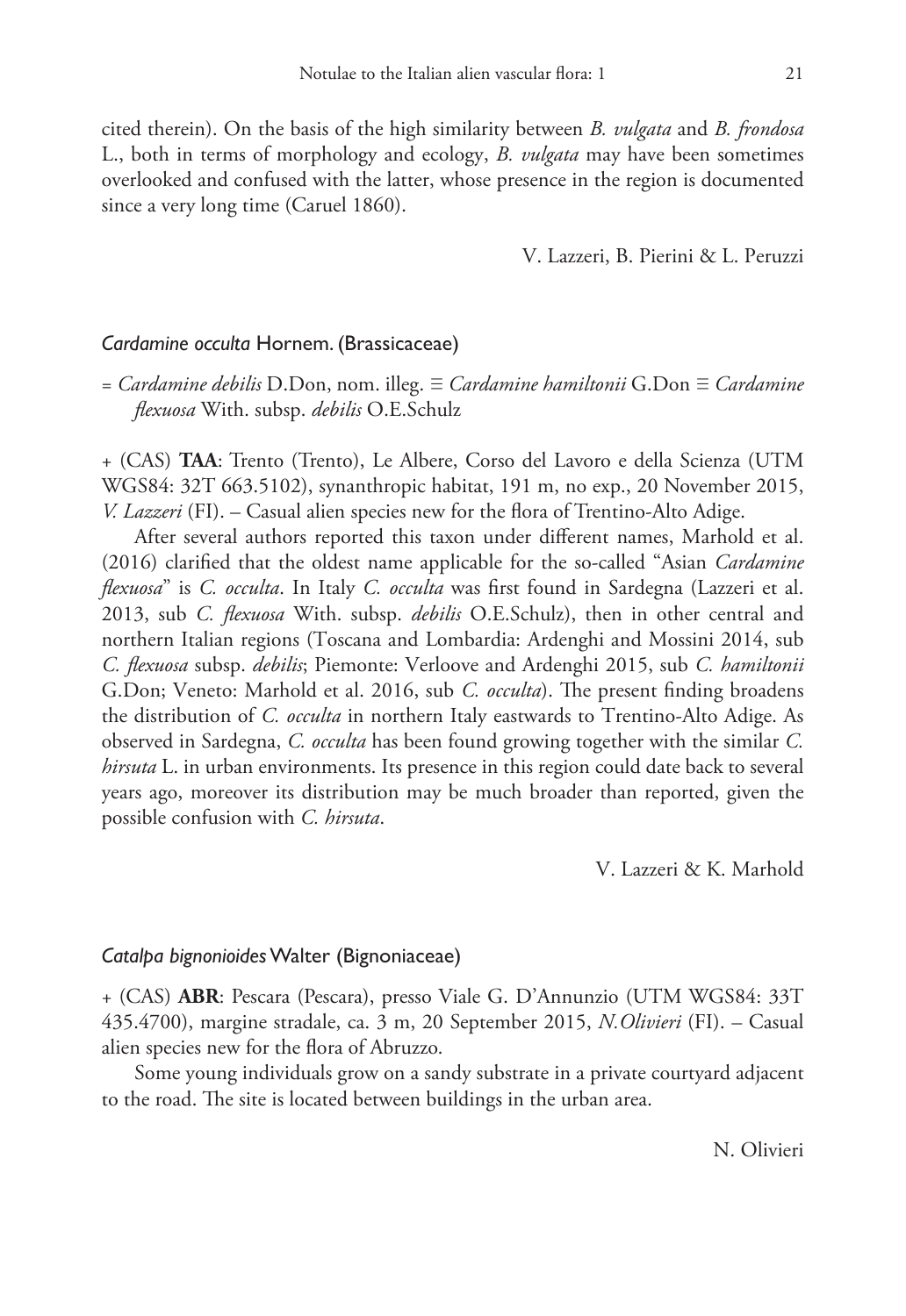cited therein). On the basis of the high similarity between *B. vulgata* and *B. frondosa* L., both in terms of morphology and ecology, *B. vulgata* may have been sometimes overlooked and confused with the latter, whose presence in the region is documented since a very long time (Caruel 1860).

V. Lazzeri, B. Pierini & L. Peruzzi

### *Cardamine occulta* Hornem. (Brassicaceae)

= *Cardamine debilis* D.Don, nom. illeg. ≡ *Cardamine hamiltonii* G.Don ≡ *Cardamine flexuosa* With. subsp. *debilis* O.E.Schulz

+ (CAS) **TAA**: Trento (Trento), Le Albere, Corso del Lavoro e della Scienza (UTM WGS84: 32T 663.5102), synanthropic habitat, 191 m, no exp., 20 November 2015, *V. Lazzeri* (FI). – Casual alien species new for the flora of Trentino-Alto Adige.

After several authors reported this taxon under different names, Marhold et al. (2016) clarified that the oldest name applicable for the so-called "Asian *Cardamine flexuosa*" is *C. occulta*. In Italy *C. occulta* was first found in Sardegna (Lazzeri et al. 2013, sub *C. flexuosa* With. subsp. *debilis* O.E.Schulz), then in other central and northern Italian regions (Toscana and Lombardia: Ardenghi and Mossini 2014, sub *C. flexuosa* subsp. *debilis*; Piemonte: Verloove and Ardenghi 2015, sub *C. hamiltonii* G.Don; Veneto: Marhold et al. 2016, sub *C. occulta*). The present finding broadens the distribution of *C. occulta* in northern Italy eastwards to Trentino-Alto Adige. As observed in Sardegna, *C. occulta* has been found growing together with the similar *C. hirsuta* L. in urban environments. Its presence in this region could date back to several years ago, moreover its distribution may be much broader than reported, given the possible confusion with *C. hirsuta*.

V. Lazzeri & K. Marhold

### *Catalpa bignonioides* Walter (Bignoniaceae)

+ (CAS) **ABR**: Pescara (Pescara), presso Viale G. D'Annunzio (UTM WGS84: 33T 435.4700), margine stradale, ca. 3 m, 20 September 2015, *N. Olivieri* (FI). – Casual alien species new for the flora of Abruzzo.

Some young individuals grow on a sandy substrate in a private courtyard adjacent to the road. The site is located between buildings in the urban area.

N. Olivieri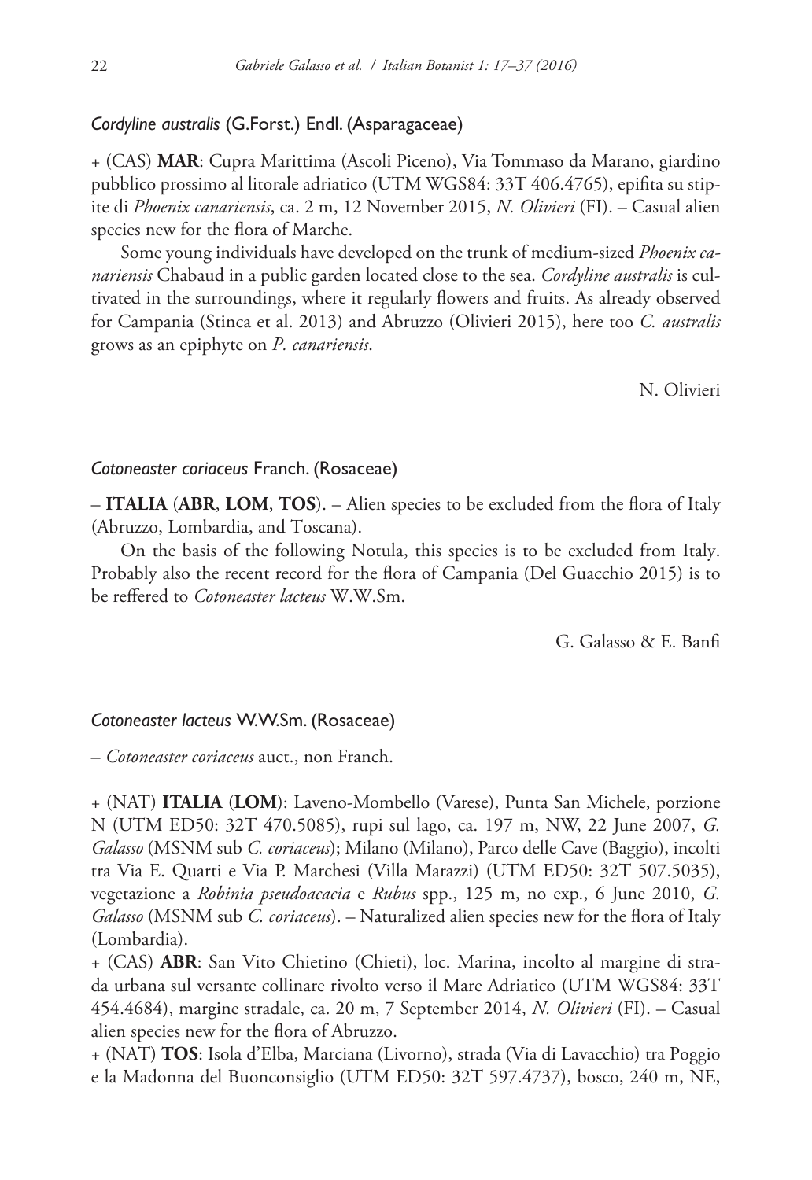### *Cordyline australis* (G.Forst.) Endl. (Asparagaceae)

+ (CAS) **MAR**: Cupra Marittima (Ascoli Piceno), Via Tommaso da Marano, giardino pubblico prossimo al litorale adriatico (UTM WGS84: 33T 406.4765), epifita su stipite di *Phoenix canariensis*, ca. 2 m, 12 November 2015, *N. Olivieri* (FI). – Casual alien species new for the flora of Marche.

Some young individuals have developed on the trunk of medium-sized *Phoenix canariensis* Chabaud in a public garden located close to the sea. *Cordyline australis* is cultivated in the surroundings, where it regularly flowers and fruits. As already observed for Campania (Stinca et al. 2013) and Abruzzo (Olivieri 2015), here too *C. australis* grows as an epiphyte on *P. canariensis*.

N. Olivieri

### *Cotoneaster coriaceus* Franch. (Rosaceae)

– **ITALIA** (**ABR**, **LOM**, **TOS**). – Alien species to be excluded from the flora of Italy (Abruzzo, Lombardia, and Toscana).

On the basis of the following Notula, this species is to be excluded from Italy. Probably also the recent record for the flora of Campania (Del Guacchio 2015) is to be reffered to *Cotoneaster lacteus* W.W.Sm.

G. Galasso & E. Banfi

### *Cotoneaster lacteus* W.W.Sm. (Rosaceae)

– *Cotoneaster coriaceus* auct., non Franch.

+ (NAT) **ITALIA** (**LOM**): Laveno-Mombello (Varese), Punta San Michele, porzione N (UTM ED50: 32T 470.5085), rupi sul lago, ca. 197 m, NW, 22 June 2007, *G. Galasso* (MSNM sub *C. coriaceus*); Milano (Milano), Parco delle Cave (Baggio), incolti tra Via E. Quarti e Via P. Marchesi (Villa Marazzi) (UTM ED50: 32T 507.5035), vegetazione a *Robinia pseudoacacia* e *Rubus* spp., 125 m, no exp., 6 June 2010, *G. Galasso* (MSNM sub *C. coriaceus*). – Naturalized alien species new for the flora of Italy (Lombardia).

+ (CAS) **ABR**: San Vito Chietino (Chieti), loc. Marina, incolto al margine di strada urbana sul versante collinare rivolto verso il Mare Adriatico (UTM WGS84: 33T 454.4684), margine stradale, ca. 20 m, 7 September 2014, *N. Olivieri* (FI). – Casual alien species new for the flora of Abruzzo.

+ (NAT) **TOS**: Isola d'Elba, Marciana (Livorno), strada (Via di Lavacchio) tra Poggio e la Madonna del Buonconsiglio (UTM ED50: 32T 597.4737), bosco, 240 m, NE,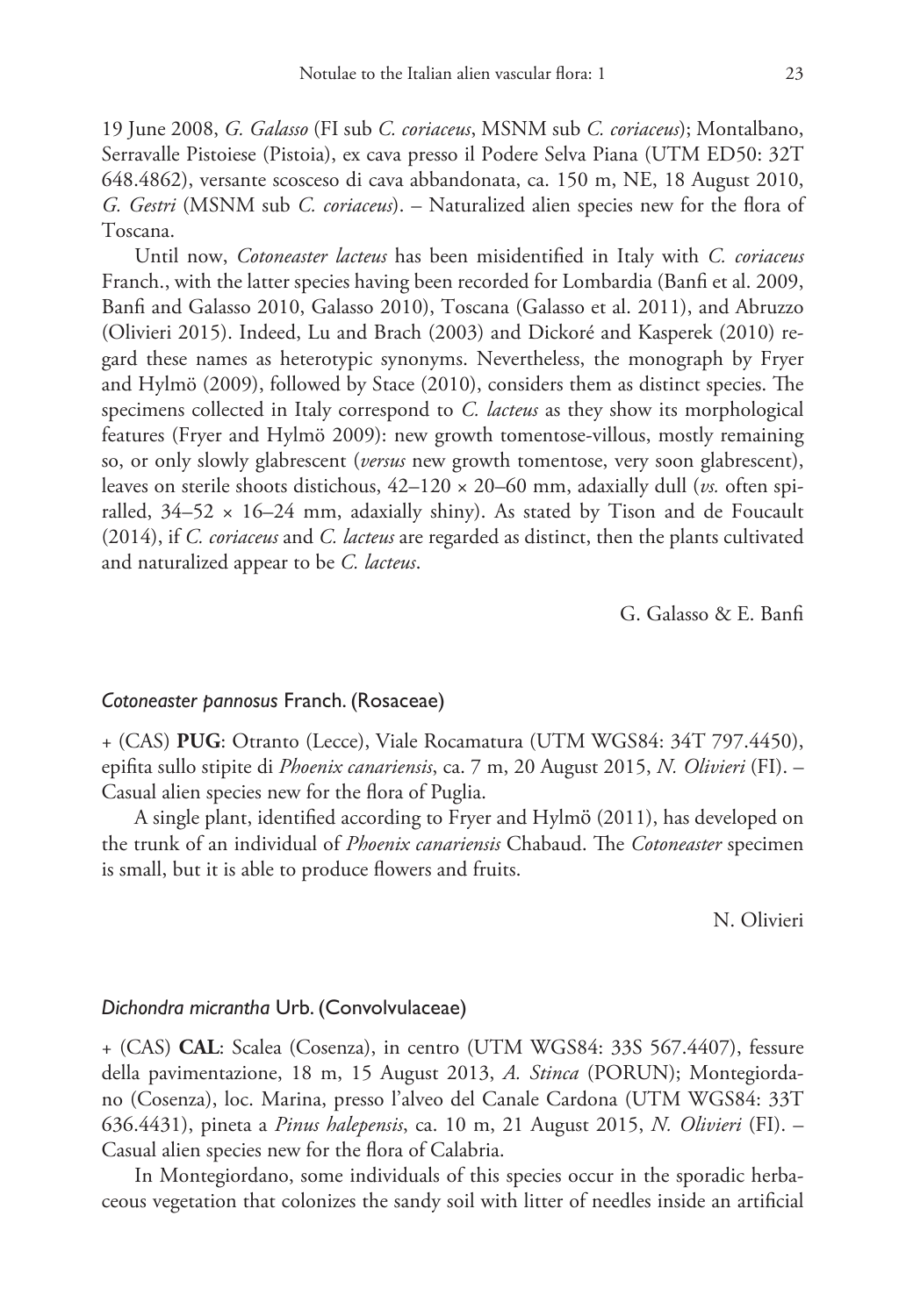19 June 2008, *G. Galasso* (FI sub *C. coriaceus*, MSNM sub *C. coriaceus*); Montalbano, Serravalle Pistoiese (Pistoia), ex cava presso il Podere Selva Piana (UTM ED50: 32T 648.4862), versante scosceso di cava abbandonata, ca. 150 m, NE, 18 August 2010, *G. Gestri* (MSNM sub *C. coriaceus*). – Naturalized alien species new for the flora of Toscana.

Until now, *Cotoneaster lacteus* has been misidentified in Italy with *C. coriaceus* Franch., with the latter species having been recorded for Lombardia (Banfi et al. 2009, Banfi and Galasso 2010, Galasso 2010), Toscana (Galasso et al. 2011), and Abruzzo (Olivieri 2015). Indeed, Lu and Brach (2003) and Dickoré and Kasperek (2010) regard these names as heterotypic synonyms. Nevertheless, the monograph by Fryer and Hylmö (2009), followed by Stace (2010), considers them as distinct species. The specimens collected in Italy correspond to *C. lacteus* as they show its morphological features (Fryer and Hylmö 2009): new growth tomentose-villous, mostly remaining so, or only slowly glabrescent (*versus* new growth tomentose, very soon glabrescent), leaves on sterile shoots distichous, 42–120 × 20–60 mm, adaxially dull (*vs.* often spiralled, 34–52 × 16–24 mm, adaxially shiny). As stated by Tison and de Foucault (2014), if *C. coriaceus* and *C. lacteus* are regarded as distinct, then the plants cultivated and naturalized appear to be *C. lacteus*.

G. Galasso & E. Banfi

### *Cotoneaster pannosus* Franch. (Rosaceae)

+ (CAS) **PUG**: Otranto (Lecce), Viale Rocamatura (UTM WGS84: 34T 797.4450), epifita sullo stipite di *Phoenix canariensis*, ca. 7 m, 20 August 2015, *N. Olivieri* (FI). – Casual alien species new for the flora of Puglia.

A single plant, identified according to Fryer and Hylmö (2011), has developed on the trunk of an individual of *Phoenix canariensis* Chabaud. The *Cotoneaster* specimen is small, but it is able to produce flowers and fruits.

N. Olivieri

### *Dichondra micrantha* Urb. (Convolvulaceae)

+ (CAS) **CAL**: Scalea (Cosenza), in centro (UTM WGS84: 33S 567.4407), fessure della pavimentazione, 18 m, 15 August 2013, *A. Stinca* (PORUN); Montegiordano (Cosenza), loc. Marina, presso l'alveo del Canale Cardona (UTM WGS84: 33T 636.4431), pineta a *Pinus halepensis*, ca. 10 m, 21 August 2015, *N. Olivieri* (FI). – Casual alien species new for the flora of Calabria.

In Montegiordano, some individuals of this species occur in the sporadic herbaceous vegetation that colonizes the sandy soil with litter of needles inside an artificial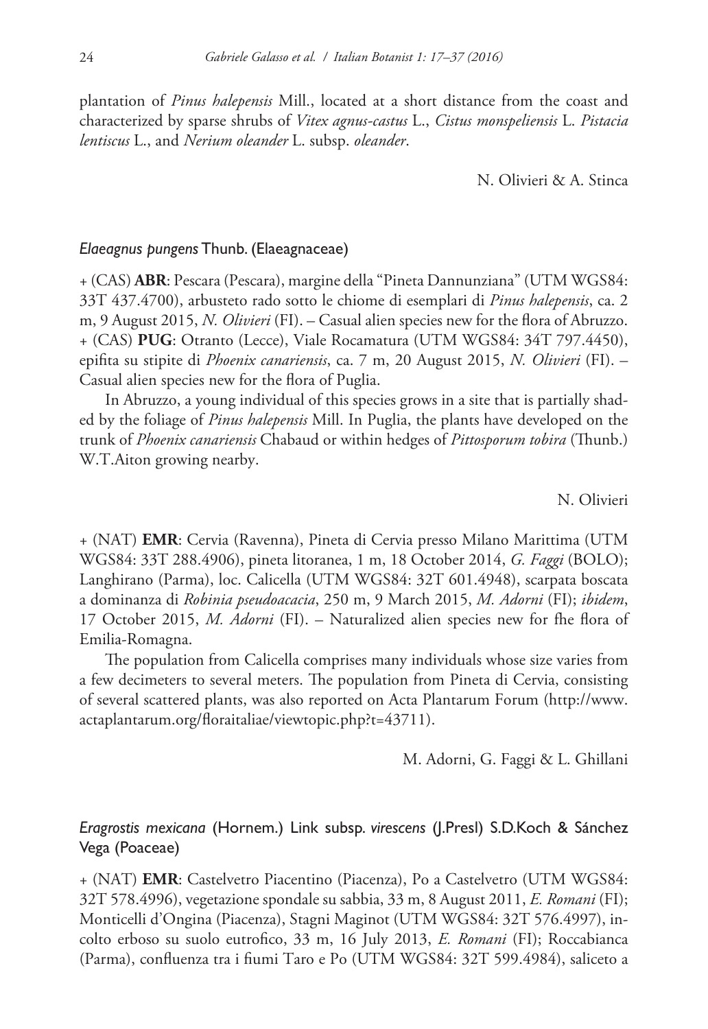plantation of *Pinus halepensis* Mill., located at a short distance from the coast and characterized by sparse shrubs of *Vitex agnus-castus* L., *Cistus monspeliensis* L. *Pistacia lentiscus* L., and *Nerium oleander* L. subsp. *oleander*.

N. Olivieri & A. Stinca

### *Elaeagnus pungens* Thunb. (Elaeagnaceae)

+ (CAS) **ABR**: Pescara (Pescara), margine della "Pineta Dannunziana" (UTM WGS84: 33T 437.4700), arbusteto rado sotto le chiome di esemplari di *Pinus halepensis*, ca. 2 m, 9 August 2015, *N. Olivieri* (FI). – Casual alien species new for the flora of Abruzzo.
+ (CAS) **PUG**: Otranto (Lecce), Viale Rocamatura (UTM WGS84: 34T 797.4450), epifita su stipite di *Phoenix canariensis*, ca. 7 m, 20 August 2015, *N. Olivieri* (FI). – Casual alien species new for the flora of Puglia.

In Abruzzo, a young individual of this species grows in a site that is partially shaded by the foliage of *Pinus halepensis* Mill. In Puglia, the plants have developed on the trunk of *Phoenix canariensis* Chabaud or within hedges of *Pittosporum tobira* (Thunb.) W.T.Aiton growing nearby.

N. Olivieri

+ (NAT) **EMR**: Cervia (Ravenna), Pineta di Cervia presso Milano Marittima (UTM WGS84: 33T 288.4906), pineta litoranea, 1 m, 18 October 2014, *G. Faggi* (BOLO); Langhirano (Parma), loc. Calicella (UTM WGS84: 32T 601.4948), scarpata boscata a dominanza di *Robinia pseudoacacia*, 250 m, 9 March 2015, *M. Adorni* (FI); *ibidem*, 17 October 2015, *M. Adorni* (FI). – Naturalized alien species new for fhe flora of Emilia-Romagna.

The population from Calicella comprises many individuals whose size varies from a few decimeters to several meters. The population from Pineta di Cervia, consisting of several scattered plants, was also reported on Acta Plantarum Forum (http://www.actaplantarum.org/floraitaliae/viewtopic.php?t=43711).

M. Adorni, G. Faggi & L. Ghillani

### *Eragrostis mexicana* (Hornem.) Link subsp. *virescens* (J.Presl) S.D.Koch & Sánchez Vega (Poaceae)

+ (NAT) **EMR**: Castelvetro Piacentino (Piacenza), Po a Castelvetro (UTM WGS84: 32T 578.4996), vegetazione spondale su sabbia, 33 m, 8 August 2011, *E. Romani* (FI); Monticelli d'Ongina (Piacenza), Stagni Maginot (UTM WGS84: 32T 576.4997), incolto erboso su suolo eutrofico, 33 m, 16 July 2013, *E. Romani* (FI); Roccabianca (Parma), confluenza tra i fiumi Taro e Po (UTM WGS84: 32T 599.4984), saliceto a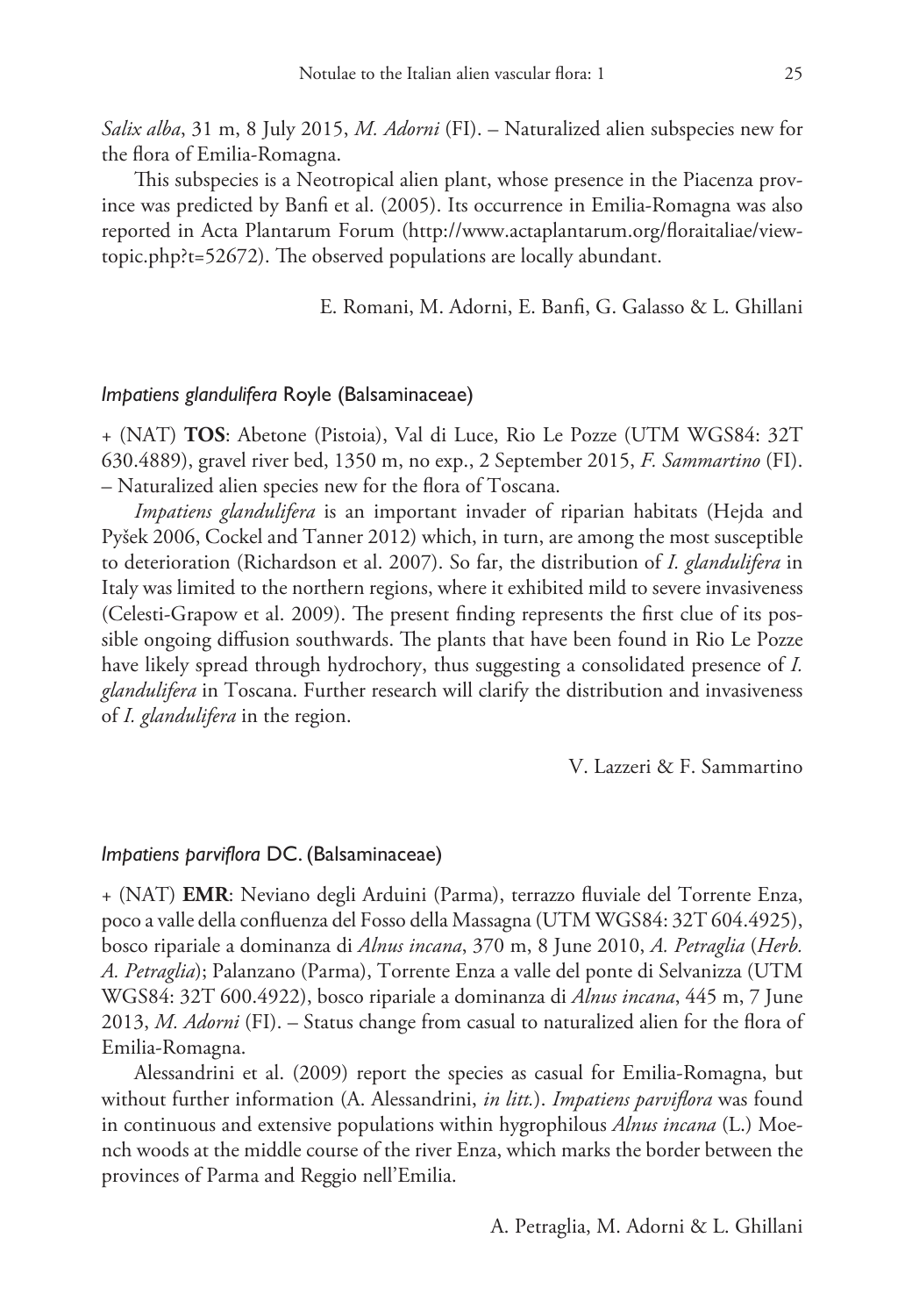*Salix alba*, 31 m, 8 July 2015, *M. Adorni* (FI). – Naturalized alien subspecies new for the flora of Emilia-Romagna.

This subspecies is a Neotropical alien plant, whose presence in the Piacenza province was predicted by Banfi et al. (2005). Its occurrence in Emilia-Romagna was also reported in Acta Plantarum Forum (http://www.actaplantarum.org/floraitaliae/viewtopic.php?t=52672). The observed populations are locally abundant.

E. Romani, M. Adorni, E. Banfi, G. Galasso & L. Ghillani

### *Impatiens glandulifera* Royle (Balsaminaceae)

+ (NAT) **TOS**: Abetone (Pistoia), Val di Luce, Rio Le Pozze (UTM WGS84: 32T 630.4889), gravel river bed, 1350 m, no exp., 2 September 2015, *F. Sammartino* (FI). – Naturalized alien species new for the flora of Toscana.

*Impatiens glandulifera* is an important invader of riparian habitats (Hejda and Pyšek 2006, Cockel and Tanner 2012) which, in turn, are among the most susceptible to deterioration (Richardson et al. 2007). So far, the distribution of *I. glandulifera* in Italy was limited to the northern regions, where it exhibited mild to severe invasiveness (Celesti-Grapow et al. 2009). The present finding represents the first clue of its possible ongoing diffusion southwards. The plants that have been found in Rio Le Pozze have likely spread through hydrochory, thus suggesting a consolidated presence of *I. glandulifera* in Toscana. Further research will clarify the distribution and invasiveness of *I. glandulifera* in the region.

V. Lazzeri & F. Sammartino

### *Impatiens parviflora* DC. (Balsaminaceae)

+ (NAT) **EMR**: Neviano degli Arduini (Parma), terrazzo fluviale del Torrente Enza, poco a valle della confluenza del Fosso della Massagna (UTM WGS84: 32T 604.4925), bosco ripariale a dominanza di *Alnus incana*, 370 m, 8 June 2010, *A. Petraglia* (*Herb. A. Petraglia*); Palanzano (Parma), Torrente Enza a valle del ponte di Selvanizza (UTM WGS84: 32T 600.4922), bosco ripariale a dominanza di *Alnus incana*, 445 m, 7 June 2013, *M. Adorni* (FI). – Status change from casual to naturalized alien for the flora of Emilia-Romagna.

Alessandrini et al. (2009) report the species as casual for Emilia-Romagna, but without further information (A. Alessandrini, *in litt.*). *Impatiens parviflora* was found in continuous and extensive populations within hygrophilous *Alnus incana* (L.) Moench woods at the middle course of the river Enza, which marks the border between the provinces of Parma and Reggio nell'Emilia.

A. Petraglia, M. Adorni & L. Ghillani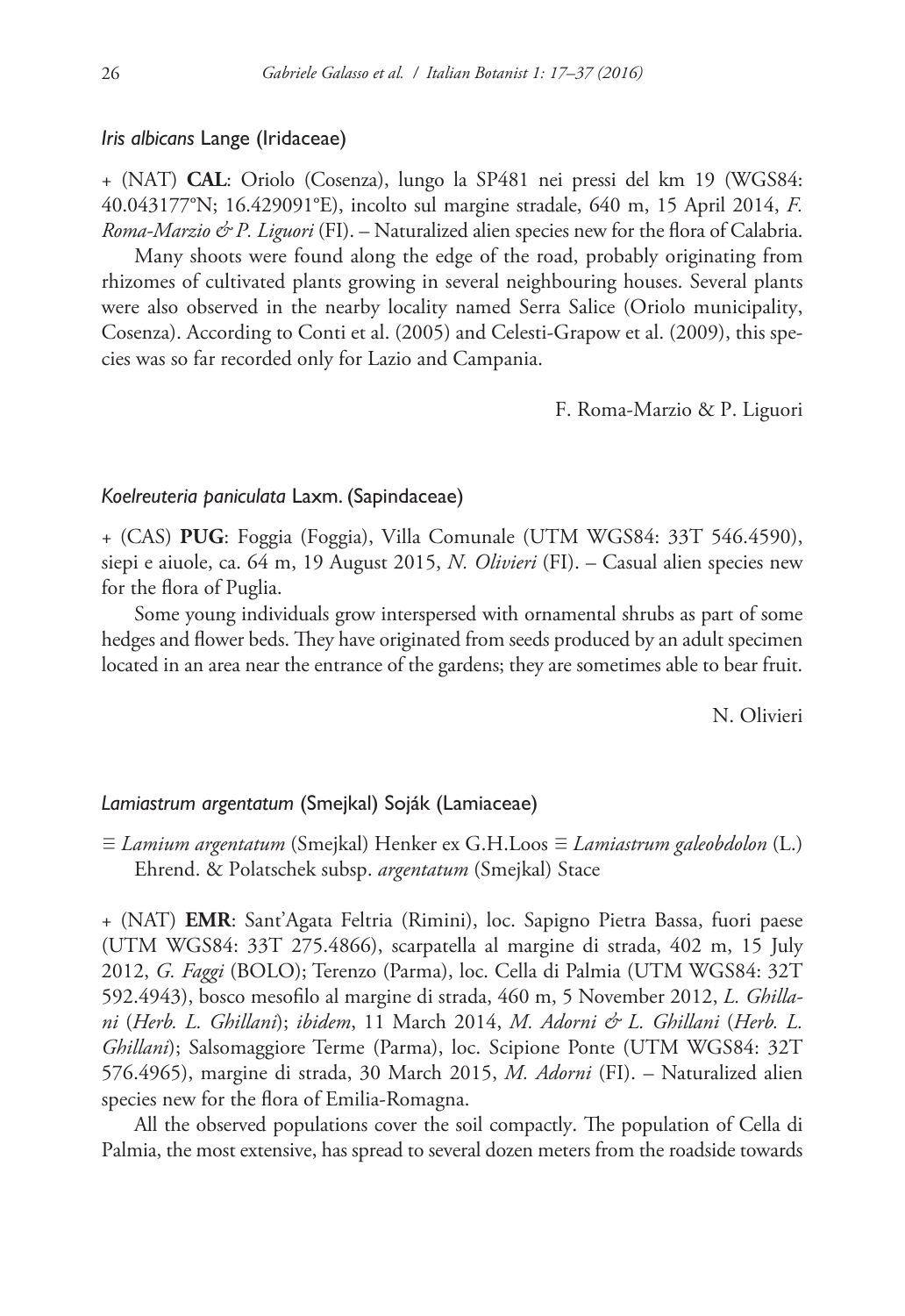### *Iris albicans* Lange (Iridaceae)

+ (NAT) **CAL**: Oriolo (Cosenza), lungo la SP481 nei pressi del km 19 (WGS84: 40.043177°N; 16.429091°E), incolto sul margine stradale, 640 m, 15 April 2014, *F. Roma-Marzio & P. Liguori* (FI). – Naturalized alien species new for the flora of Calabria.

Many shoots were found along the edge of the road, probably originating from rhizomes of cultivated plants growing in several neighbouring houses. Several plants were also observed in the nearby locality named Serra Salice (Oriolo municipality, Cosenza). According to Conti et al. (2005) and Celesti-Grapow et al. (2009), this species was so far recorded only for Lazio and Campania.

F. Roma-Marzio & P. Liguori

### *Koelreuteria paniculata* Laxm. (Sapindaceae)

+ (CAS) **PUG**: Foggia (Foggia), Villa Comunale (UTM WGS84: 33T 546.4590), siepi e aiuole, ca. 64 m, 19 August 2015, *N. Olivieri* (FI). – Casual alien species new for the flora of Puglia.

Some young individuals grow interspersed with ornamental shrubs as part of some hedges and flower beds. They have originated from seeds produced by an adult specimen located in an area near the entrance of the gardens; they are sometimes able to bear fruit.

N. Olivieri

### *Lamiastrum argentatum* (Smejkal) Soják (Lamiaceae)

≡ *Lamium argentatum* (Smejkal) Henker ex G.H.Loos ≡ *Lamiastrum galeobdolon* (L.) Ehrend. & Polatschek subsp. *argentatum* (Smejkal) Stace

+ (NAT) **EMR**: Sant'Agata Feltria (Rimini), loc. Sapigno Pietra Bassa, fuori paese (UTM WGS84: 33T 275.4866), scarpatella al margine di strada, 402 m, 15 July 2012, *G. Faggi* (BOLO); Terenzo (Parma), loc. Cella di Palmia (UTM WGS84: 32T 592.4943), bosco mesofilo al margine di strada, 460 m, 5 November 2012, *L. Ghillani* (*Herb. L. Ghillani*); *ibidem*, 11 March 2014, *M. Adorni & L. Ghillani* (*Herb. L. Ghillani*); Salsomaggiore Terme (Parma), loc. Scipione Ponte (UTM WGS84: 32T 576.4965), margine di strada, 30 March 2015, *M. Adorni* (FI). – Naturalized alien species new for the flora of Emilia-Romagna.

All the observed populations cover the soil compactly. The population of Cella di Palmia, the most extensive, has spread to several dozen meters from the roadside towards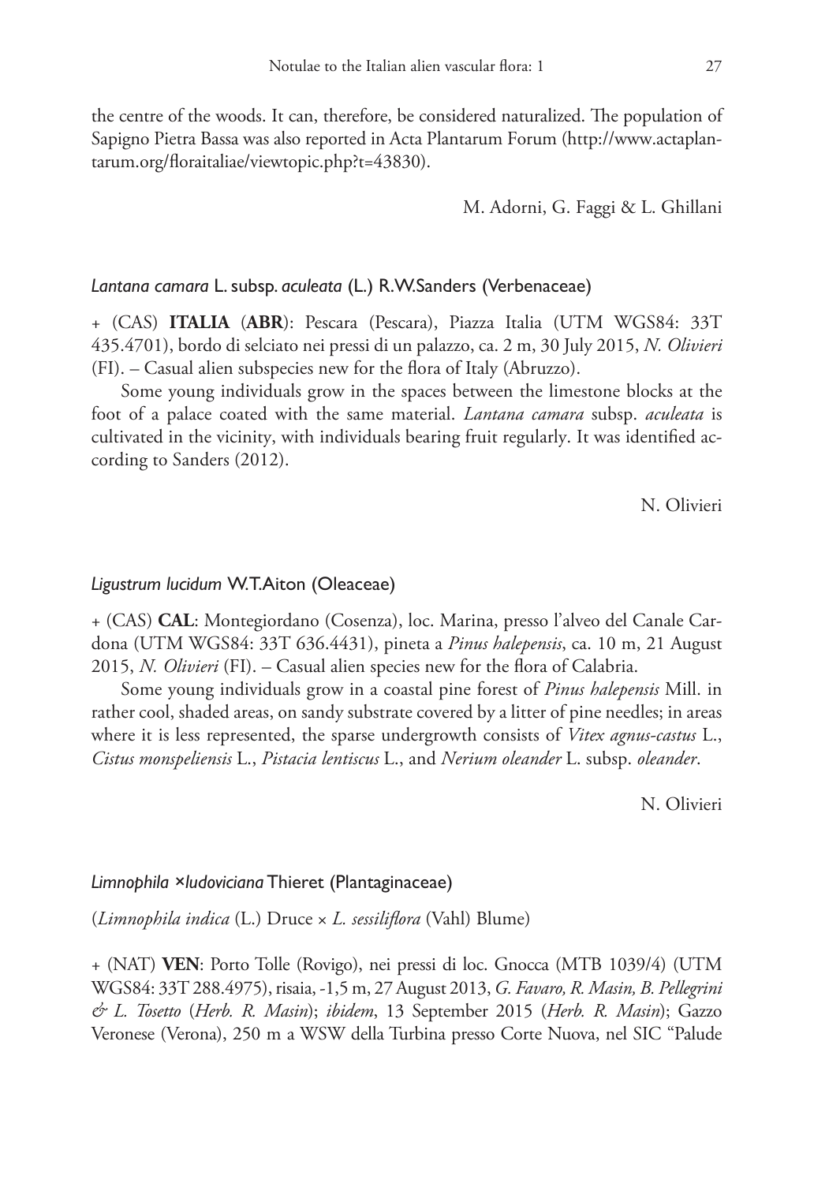the centre of the woods. It can, therefore, be considered naturalized. The population of Sapigno Pietra Bassa was also reported in Acta Plantarum Forum (http://www.actaplantarum.org/floraitaliae/viewtopic.php?t=43830).

M. Adorni, G. Faggi & L. Ghillani

### *Lantana camara* L. subsp. *aculeata* (L.) R.W.Sanders (Verbenaceae)

+ (CAS) **ITALIA** (**ABR**): Pescara (Pescara), Piazza Italia (UTM WGS84: 33T 435.4701), bordo di selciato nei pressi di un palazzo, ca. 2 m, 30 July 2015, *N. Olivieri* (FI). – Casual alien subspecies new for the flora of Italy (Abruzzo).

Some young individuals grow in the spaces between the limestone blocks at the foot of a palace coated with the same material. *Lantana camara* subsp. *aculeata* is cultivated in the vicinity, with individuals bearing fruit regularly. It was identified according to Sanders (2012).

N. Olivieri

### *Ligustrum lucidum* W.T.Aiton (Oleaceae)

+ (CAS) **CAL**: Montegiordano (Cosenza), loc. Marina, presso l'alveo del Canale Cardona (UTM WGS84: 33T 636.4431), pineta a *Pinus halepensis*, ca. 10 m, 21 August 2015, *N. Olivieri* (FI). – Casual alien species new for the flora of Calabria.

Some young individuals grow in a coastal pine forest of *Pinus halepensis* Mill. in rather cool, shaded areas, on sandy substrate covered by a litter of pine needles; in areas where it is less represented, the sparse undergrowth consists of *Vitex agnus-castus* L., *Cistus monspeliensis* L., *Pistacia lentiscus* L., and *Nerium oleander* L. subsp. *oleander*.

N. Olivieri

### *Limnophila ×ludoviciana* Thieret (Plantaginaceae)

(*Limnophila indica* (L.) Druce × *L. sessiliflora* (Vahl) Blume)

+ (NAT) **VEN**: Porto Tolle (Rovigo), nei pressi di loc. Gnocca (MTB 1039/4) (UTM WGS84: 33T 288.4975), risaia, -1,5 m, 27 August 2013, *G. Favaro, R. Masin, B. Pellegrini & L. Tosetto* (*Herb. R. Masin*); *ibidem*, 13 September 2015 (*Herb. R. Masin*); Gazzo Veronese (Verona), 250 m a WSW della Turbina presso Corte Nuova, nel SIC "Palude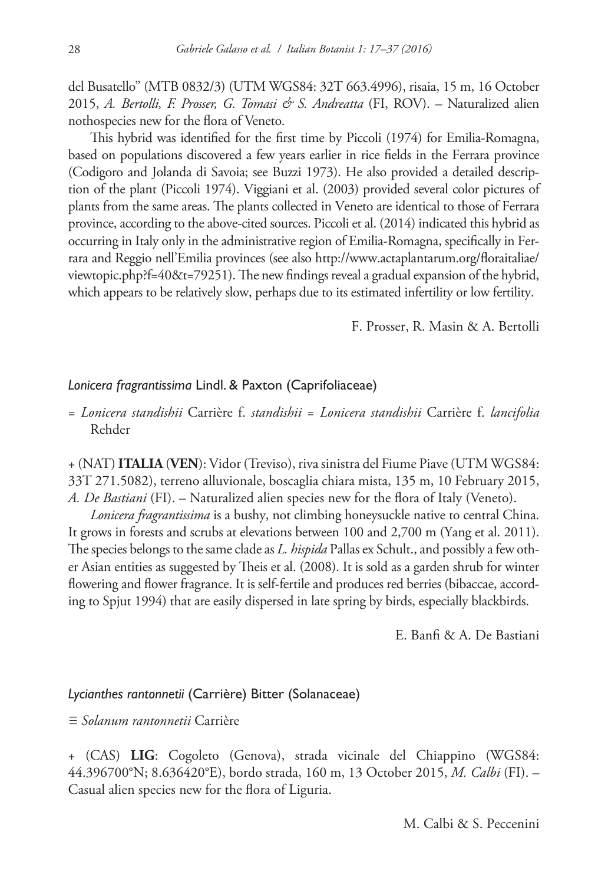del Busatello" (MTB 0832/3) (UTM WGS84: 32T 663.4996), risaia, 15 m, 16 October 2015, *A. Bertolli, F. Prosser, G. Tomasi & S. Andreatta* (FI, ROV). – Naturalized alien nothospecies new for the flora of Veneto.

This hybrid was identified for the first time by Piccoli (1974) for Emilia-Romagna, based on populations discovered a few years earlier in rice fields in the Ferrara province (Codigoro and Jolanda di Savoia; see Buzzi 1973). He also provided a detailed description of the plant (Piccoli 1974). Viggiani et al. (2003) provided several color pictures of plants from the same areas. The plants collected in Veneto are identical to those of Ferrara province, according to the above-cited sources. Piccoli et al. (2014) indicated this hybrid as occurring in Italy only in the administrative region of Emilia-Romagna, specifically in Ferrara and Reggio nell'Emilia provinces (see also http://www.actaplantarum.org/floraitaliae/viewtopic.php?f=40&t=79251). The new findings reveal a gradual expansion of the hybrid, which appears to be relatively slow, perhaps due to its estimated infertility or low fertility.

F. Prosser, R. Masin & A. Bertolli

### *Lonicera fragrantissima* Lindl. & Paxton (Caprifoliaceae)

= *Lonicera standishii* Carrière f. *standishii* = *Lonicera standishii* Carrière f. *lancifolia* Rehder

+ (NAT) **ITALIA** (**VEN**): Vidor (Treviso), riva sinistra del Fiume Piave (UTM WGS84: 33T 271.5082), terreno alluvionale, boscaglia chiara mista, 135 m, 10 February 2015, *A. De Bastiani* (FI). – Naturalized alien species new for the flora of Italy (Veneto).

*Lonicera fragrantissima* is a bushy, not climbing honeysuckle native to central China. It grows in forests and scrubs at elevations between 100 and 2,700 m (Yang et al. 2011). The species belongs to the same clade as *L. hispida* Pallas ex Schult., and possibly a few other Asian entities as suggested by Theis et al. (2008). It is sold as a garden shrub for winter flowering and flower fragrance. It is self-fertile and produces red berries (bibaccae, according to Spjut 1994) that are easily dispersed in late spring by birds, especially blackbirds.

E. Banfi & A. De Bastiani

### *Lycianthes rantonnetii* (Carrière) Bitter (Solanaceae)

≡ *Solanum rantonnetii* Carrière

+ (CAS) **LIG**: Cogoleto (Genova), strada vicinale del Chiappino (WGS84: 44.396700°N; 8.636420°E), bordo strada, 160 m, 13 October 2015, *M. Calbi* (FI). – Casual alien species new for the flora of Liguria.

M. Calbi & S. Peccenini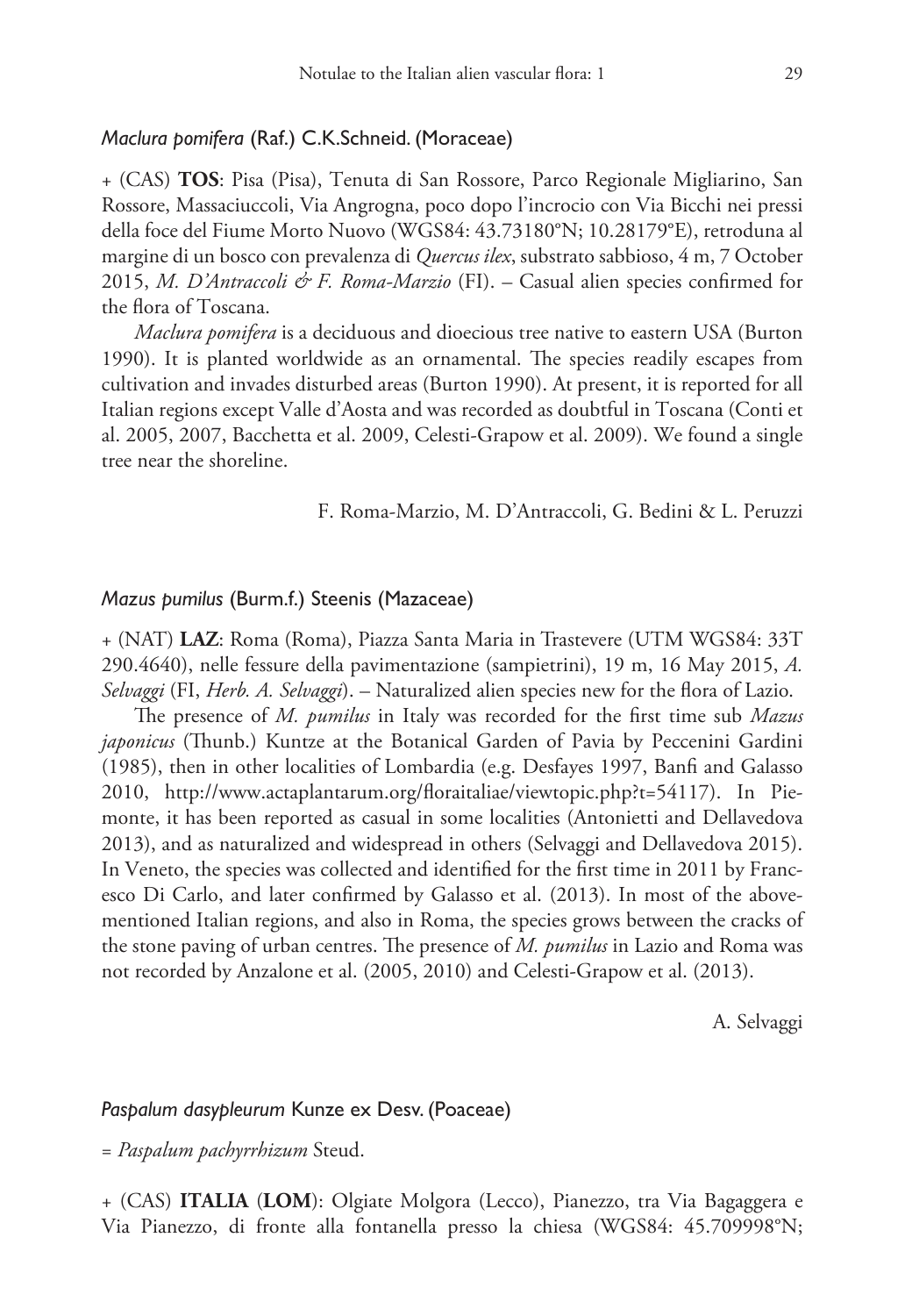### *Maclura pomifera* (Raf.) C.K.Schneid. (Moraceae)

+ (CAS) **TOS**: Pisa (Pisa), Tenuta di San Rossore, Parco Regionale Migliarino, San Rossore, Massaciuccoli, Via Angrogna, poco dopo l'incrocio con Via Bicchi nei pressi della foce del Fiume Morto Nuovo (WGS84: 43.73180°N; 10.28179°E), retroduna al margine di un bosco con prevalenza di *Quercus ilex*, substrato sabbioso, 4 m, 7 October 2015, *M. D'Antraccoli & F. Roma-Marzio* (FI). – Casual alien species confirmed for the flora of Toscana.

*Maclura pomifera* is a deciduous and dioecious tree native to eastern USA (Burton 1990). It is planted worldwide as an ornamental. The species readily escapes from cultivation and invades disturbed areas (Burton 1990). At present, it is reported for all Italian regions except Valle d'Aosta and was recorded as doubtful in Toscana (Conti et al. 2005, 2007, Bacchetta et al. 2009, Celesti-Grapow et al. 2009). We found a single tree near the shoreline.

F. Roma-Marzio, M. D'Antraccoli, G. Bedini & L. Peruzzi

### *Mazus pumilus* (Burm.f.) Steenis (Mazaceae)

+ (NAT) **LAZ**: Roma (Roma), Piazza Santa Maria in Trastevere (UTM WGS84: 33T 290.4640), nelle fessure della pavimentazione (sampietrini), 19 m, 16 May 2015, *A. Selvaggi* (FI, *Herb. A. Selvaggi*). – Naturalized alien species new for the flora of Lazio.

The presence of *M. pumilus* in Italy was recorded for the first time sub *Mazus japonicus* (Thunb.) Kuntze at the Botanical Garden of Pavia by Peccenini Gardini (1985), then in other localities of Lombardia (e.g. Desfayes 1997, Banfi and Galasso 2010, http://www.actaplantarum.org/floraitaliae/viewtopic.php?t=54117). In Piemonte, it has been reported as casual in some localities (Antonietti and Dellavedova 2013), and as naturalized and widespread in others (Selvaggi and Dellavedova 2015). In Veneto, the species was collected and identified for the first time in 2011 by Francesco Di Carlo, and later confirmed by Galasso et al. (2013). In most of the abovementioned Italian regions, and also in Roma, the species grows between the cracks of the stone paving of urban centres. The presence of *M. pumilus* in Lazio and Roma was not recorded by Anzalone et al. (2005, 2010) and Celesti-Grapow et al. (2013).

A. Selvaggi

### *Paspalum dasypleurum* Kunze ex Desv. (Poaceae)

= *Paspalum pachyrrhizum* Steud.

+ (CAS) **ITALIA** (**LOM**): Olgiate Molgora (Lecco), Pianezzo, tra Via Bagaggera e Via Pianezzo, di fronte alla fontanella presso la chiesa (WGS84: 45.709998°N;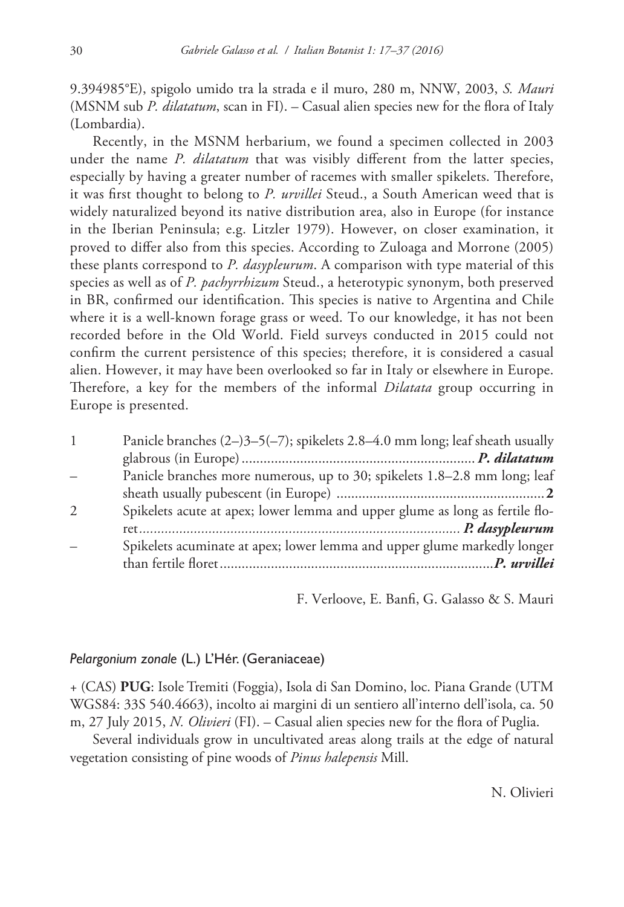9.394985°E), spigolo umido tra la strada e il muro, 280 m, NNW, 2003, *S. Mauri* (MSNM sub *P. dilatatum*, scan in FI). – Casual alien species new for the flora of Italy (Lombardia).

Recently, in the MSNM herbarium, we found a specimen collected in 2003 under the name *P. dilatatum* that was visibly different from the latter species, especially by having a greater number of racemes with smaller spikelets. Therefore, it was first thought to belong to *P. urvillei* Steud., a South American weed that is widely naturalized beyond its native distribution area, also in Europe (for instance in the Iberian Peninsula; e.g. Litzler 1979). However, on closer examination, it proved to differ also from this species. According to Zuloaga and Morrone (2005) these plants correspond to *P. dasypleurum*. A comparison with type material of this species as well as of *P. pachyrrhizum* Steud., a heterotypic synonym, both preserved in BR, confirmed our identification. This species is native to Argentina and Chile where it is a well-known forage grass or weed. To our knowledge, it has not been recorded before in the Old World. Field surveys conducted in 2015 could not confirm the current persistence of this species; therefore, it is considered a casual alien. However, it may have been overlooked so far in Italy or elsewhere in Europe. Therefore, a key for the members of the informal *Dilatata* group occurring in Europe is presented.

| | | |
|---|---|---|
| 1 | Panicle branches (2–)3–5(–7); spikelets 2.8–4.0 mm long; leaf sheath usually glabrous (in Europe) | ***P. dilatatum*** |
| – | Panicle branches more numerous, up to 30; spikelets 1.8–2.8 mm long; leaf sheath usually pubescent (in Europe) | **2** |
| 2 | Spikelets acute at apex; lower lemma and upper glume as long as fertile floret | ***P. dasypleurum*** |
| – | Spikelets acuminate at apex; lower lemma and upper glume markedly longer than fertile floret | ***P. urvillei*** |

F. Verloove, E. Banfi, G. Galasso & S. Mauri

### *Pelargonium zonale* (L.) L'Hér. (Geraniaceae)

+ (CAS) **PUG**: Isole Tremiti (Foggia), Isola di San Domino, loc. Piana Grande (UTM WGS84: 33S 540.4663), incolto ai margini di un sentiero all'interno dell'isola, ca. 50 m, 27 July 2015, *N. Olivieri* (FI). – Casual alien species new for the flora of Puglia.

Several individuals grow in uncultivated areas along trails at the edge of natural vegetation consisting of pine woods of *Pinus halepensis* Mill.

N. Olivieri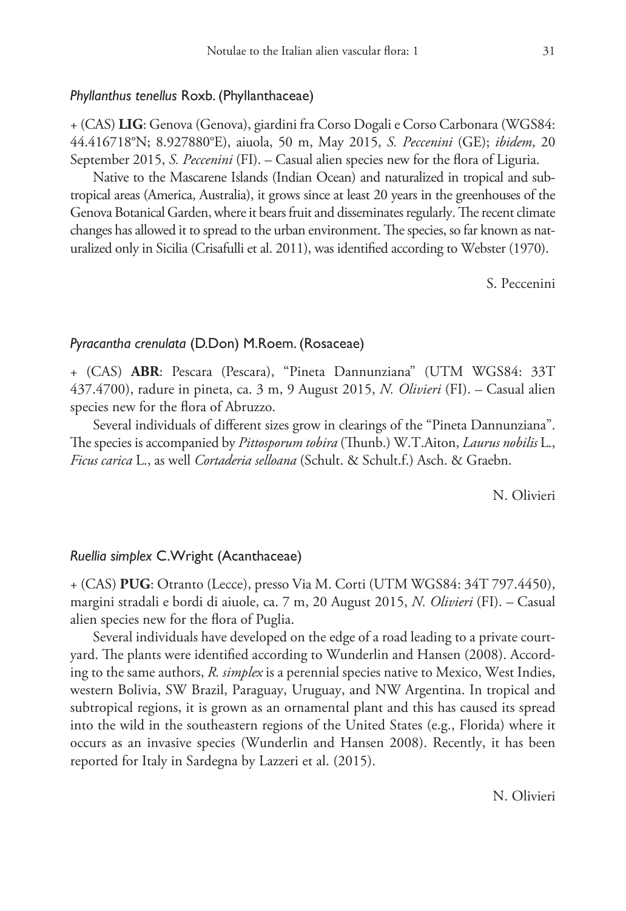### *Phyllanthus tenellus* Roxb. (Phyllanthaceae)

+ (CAS) **LIG**: Genova (Genova), giardini fra Corso Dogali e Corso Carbonara (WGS84: 44.416718°N; 8.927880°E), aiuola, 50 m, May 2015, *S. Peccenini* (GE); *ibidem*, 20 September 2015, *S. Peccenini* (FI). – Casual alien species new for the flora of Liguria.

Native to the Mascarene Islands (Indian Ocean) and naturalized in tropical and subtropical areas (America, Australia), it grows since at least 20 years in the greenhouses of the Genova Botanical Garden, where it bears fruit and disseminates regularly. The recent climate changes has allowed it to spread to the urban environment. The species, so far known as naturalized only in Sicilia (Crisafulli et al. 2011), was identified according to Webster (1970).

S. Peccenini

### *Pyracantha crenulata* (D.Don) M.Roem. (Rosaceae)

+ (CAS) **ABR**: Pescara (Pescara), "Pineta Dannunziana" (UTM WGS84: 33T 437.4700), radure in pineta, ca. 3 m, 9 August 2015, *N. Olivieri* (FI). – Casual alien species new for the flora of Abruzzo.

Several individuals of different sizes grow in clearings of the "Pineta Dannunziana". The species is accompanied by *Pittosporum tobira* (Thunb.) W.T.Aiton, *Laurus nobilis* L., *Ficus carica* L., as well *Cortaderia selloana* (Schult. & Schult.f.) Asch. & Graebn.

N. Olivieri

### *Ruellia simplex* C.Wright (Acanthaceae)

+ (CAS) **PUG**: Otranto (Lecce), presso Via M. Corti (UTM WGS84: 34T 797.4450), margini stradali e bordi di aiuole, ca. 7 m, 20 August 2015, *N. Olivieri* (FI). – Casual alien species new for the flora of Puglia.

Several individuals have developed on the edge of a road leading to a private courtyard. The plants were identified according to Wunderlin and Hansen (2008). According to the same authors, *R. simplex* is a perennial species native to Mexico, West Indies, western Bolivia, SW Brazil, Paraguay, Uruguay, and NW Argentina. In tropical and subtropical regions, it is grown as an ornamental plant and this has caused its spread into the wild in the southeastern regions of the United States (e.g., Florida) where it occurs as an invasive species (Wunderlin and Hansen 2008). Recently, it has been reported for Italy in Sardegna by Lazzeri et al. (2015).

N. Olivieri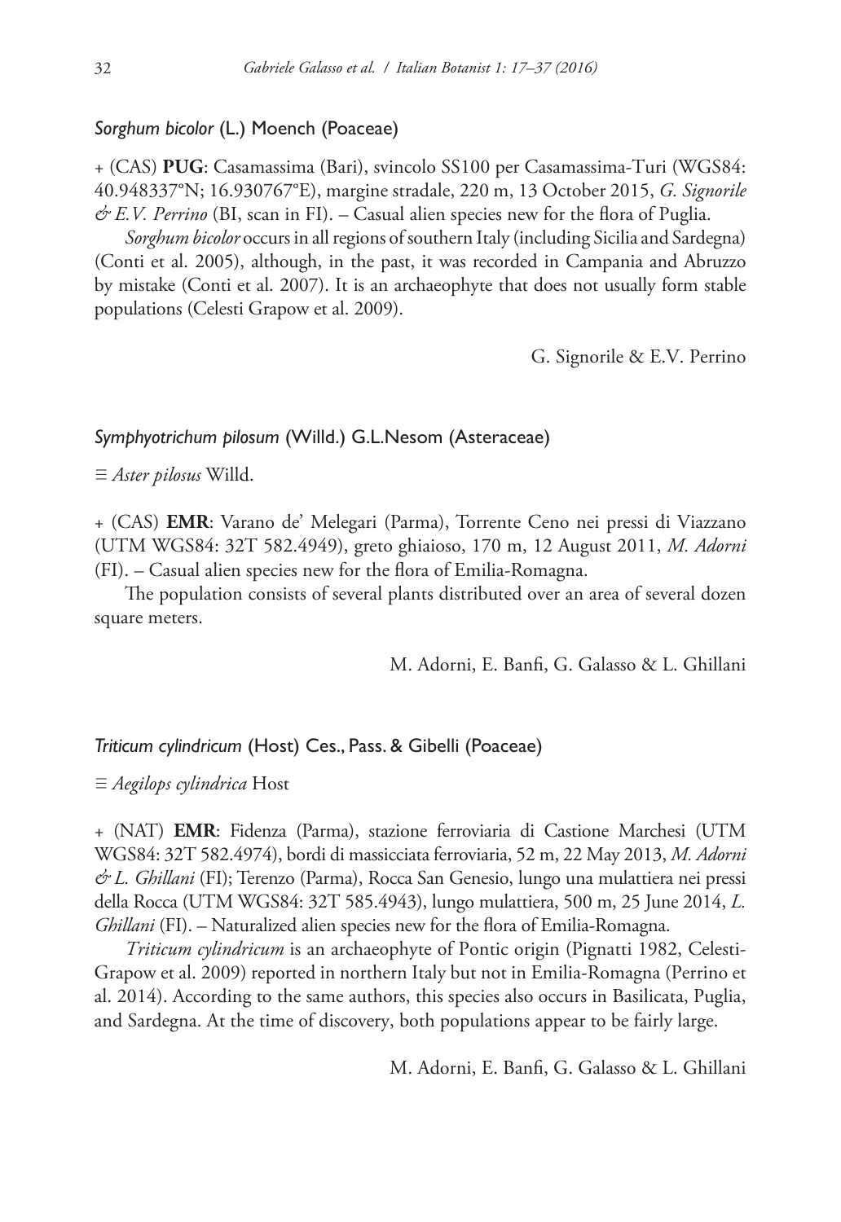### *Sorghum bicolor* (L.) Moench (Poaceae)

\+ (CAS) **PUG**: Casamassima (Bari), svincolo SS100 per Casamassima-Turi (WGS84: 40.948337°N; 16.930767°E), margine stradale, 220 m, 13 October 2015, *G. Signorile & E.V. Perrino* (BI, scan in FI). – Casual alien species new for the flora of Puglia.

*Sorghum bicolor* occurs in all regions of southern Italy (including Sicilia and Sardegna) (Conti et al. 2005), although, in the past, it was recorded in Campania and Abruzzo by mistake (Conti et al. 2007). It is an archaeophyte that does not usually form stable populations (Celesti Grapow et al. 2009).

G. Signorile & E.V. Perrino

### *Symphyotrichum pilosum* (Willd.) G.L.Nesom (Asteraceae)

≡ *Aster pilosus* Willd.

\+ (CAS) **EMR**: Varano de' Melegari (Parma), Torrente Ceno nei pressi di Viazzano (UTM WGS84: 32T 582.4949), greto ghiaioso, 170 m, 12 August 2011, *M. Adorni* (FI). – Casual alien species new for the flora of Emilia-Romagna.

The population consists of several plants distributed over an area of several dozen square meters.

M. Adorni, E. Banfi, G. Galasso & L. Ghillani

### *Triticum cylindricum* (Host) Ces., Pass. & Gibelli (Poaceae)

≡ *Aegilops cylindrica* Host

\+ (NAT) **EMR**: Fidenza (Parma), stazione ferroviaria di Castione Marchesi (UTM WGS84: 32T 582.4974), bordi di massicciata ferroviaria, 52 m, 22 May 2013, *M. Adorni & L. Ghillani* (FI); Terenzo (Parma), Rocca San Genesio, lungo una mulattiera nei pressi della Rocca (UTM WGS84: 32T 585.4943), lungo mulattiera, 500 m, 25 June 2014, *L. Ghillani* (FI). – Naturalized alien species new for the flora of Emilia-Romagna.

*Triticum cylindricum* is an archaeophyte of Pontic origin (Pignatti 1982, Celesti-Grapow et al. 2009) reported in northern Italy but not in Emilia-Romagna (Perrino et al. 2014). According to the same authors, this species also occurs in Basilicata, Puglia, and Sardegna. At the time of discovery, both populations appear to be fairly large.

M. Adorni, E. Banfi, G. Galasso & L. Ghillani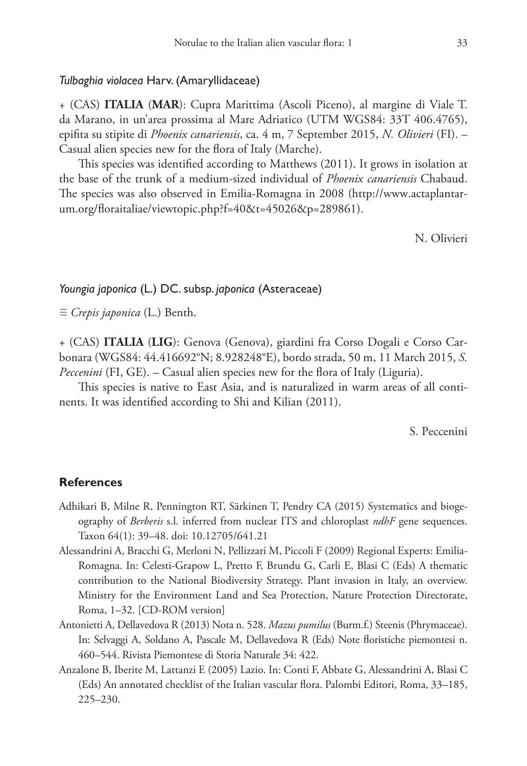*Tulbaghia violacea* Harv. (Amaryllidaceae)

+ (CAS) **ITALIA** (**MAR**): Cupra Marittima (Ascoli Piceno), al margine di Viale T. da Marano, in un'area prossima al Mare Adriatico (UTM WGS84: 33T 406.4765), epifita su stipite di *Phoenix canariensis*, ca. 4 m, 7 September 2015, *N. Olivieri* (FI). – Casual alien species new for the flora of Italy (Marche).

This species was identified according to Matthews (2011). It grows in isolation at the base of the trunk of a medium-sized individual of *Phoenix canariensis* Chabaud. The species was also observed in Emilia-Romagna in 2008 (http://www.actaplantarum.org/floraitaliae/viewtopic.php?f=40&t=45026&p=289861).

N. Olivieri

*Youngia japonica* (L.) DC. subsp. *japonica* (Asteraceae)

≡ *Crepis japonica* (L.) Benth.

+ (CAS) **ITALIA** (**LIG**): Genova (Genova), giardini fra Corso Dogali e Corso Carbonara (WGS84: 44.416692°N; 8.928248°E), bordo strada, 50 m, 11 March 2015, *S. Peccenini* (FI, GE). – Casual alien species new for the flora of Italy (Liguria).

This species is native to East Asia, and is naturalized in warm areas of all continents. It was identified according to Shi and Kilian (2011).

S. Peccenini

## References

Adhikari B, Milne R, Pennington RT, Särkinen T, Pendry CA (2015) Systematics and biogeography of *Berberis* s.l. inferred from nuclear ITS and chloroplast *ndhF* gene sequences. Taxon 64(1): 39–48. doi: 10.12705/641.21

Alessandrini A, Bracchi G, Merloni N, Pellizzari M, Piccoli F (2009) Regional Experts: Emilia-Romagna. In: Celesti-Grapow L, Pretto F, Brundu G, Carli E, Blasi C (Eds) A thematic contribution to the National Biodiversity Strategy. Plant invasion in Italy, an overview. Ministry for the Environment Land and Sea Protection, Nature Protection Directorate, Roma, 1–32. [CD-ROM version]

Antonietti A, Dellavedova R (2013) Nota n. 528. *Mazus pumilus* (Burm.f.) Steenis (Phrymaceae). In: Selvaggi A, Soldano A, Pascale M, Dellavedova R (Eds) Note floristiche piemontesi n. 460–544. Rivista Piemontese di Storia Naturale 34: 422.

Anzalone B, Iberite M, Lattanzi E (2005) Lazio. In: Conti F, Abbate G, Alessandrini A, Blasi C (Eds) An annotated checklist of the Italian vascular flora. Palombi Editori, Roma, 33–185, 225–230.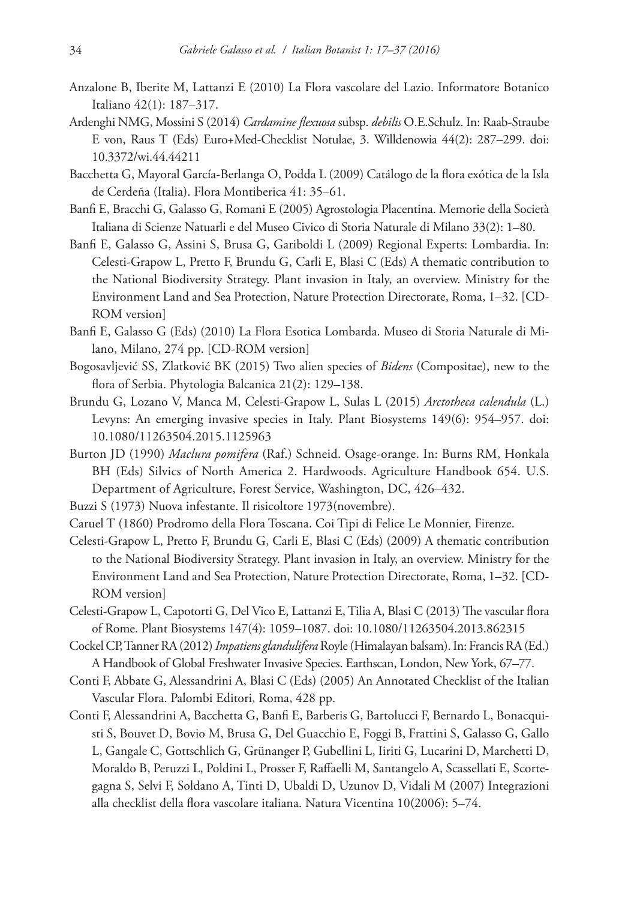Anzalone B, Iberite M, Lattanzi E (2010) La Flora vascolare del Lazio. Informatore Botanico Italiano 42(1): 187–317.

Ardenghi NMG, Mossini S (2014) *Cardamine flexuosa* subsp. *debilis* O.E.Schulz. In: Raab-Straube E von, Raus T (Eds) Euro+Med-Checklist Notulae, 3. Willdenowia 44(2): 287–299. doi: 10.3372/wi.44.44211

Bacchetta G, Mayoral García-Berlanga O, Podda L (2009) Catálogo de la flora exótica de la Isla de Cerdeña (Italia). Flora Montiberica 41: 35–61.

Banfi E, Bracchi G, Galasso G, Romani E (2005) Agrostologia Placentina. Memorie della Società Italiana di Scienze Natuarli e del Museo Civico di Storia Naturale di Milano 33(2): 1–80.

Banfi E, Galasso G, Assini S, Brusa G, Gariboldi L (2009) Regional Experts: Lombardia. In: Celesti-Grapow L, Pretto F, Brundu G, Carli E, Blasi C (Eds) A thematic contribution to the National Biodiversity Strategy. Plant invasion in Italy, an overview. Ministry for the Environment Land and Sea Protection, Nature Protection Directorate, Roma, 1–32. [CD-ROM version]

Banfi E, Galasso G (Eds) (2010) La Flora Esotica Lombarda. Museo di Storia Naturale di Milano, Milano, 274 pp. [CD-ROM version]

Bogosavljević SS, Zlatković BK (2015) Two alien species of *Bidens* (Compositae), new to the flora of Serbia. Phytologia Balcanica 21(2): 129–138.

Brundu G, Lozano V, Manca M, Celesti-Grapow L, Sulas L (2015) *Arctotheca calendula* (L.) Levyns: An emerging invasive species in Italy. Plant Biosystems 149(6): 954–957. doi: 10.1080/11263504.2015.1125963

Burton JD (1990) *Maclura pomifera* (Raf.) Schneid. Osage-orange. In: Burns RM, Honkala BH (Eds) Silvics of North America 2. Hardwoods. Agriculture Handbook 654. U.S. Department of Agriculture, Forest Service, Washington, DC, 426–432.

Buzzi S (1973) Nuova infestante. Il risicoltore 1973(novembre).

Caruel T (1860) Prodromo della Flora Toscana. Coi Tipi di Felice Le Monnier, Firenze.

Celesti-Grapow L, Pretto F, Brundu G, Carli E, Blasi C (Eds) (2009) A thematic contribution to the National Biodiversity Strategy. Plant invasion in Italy, an overview. Ministry for the Environment Land and Sea Protection, Nature Protection Directorate, Roma, 1–32. [CD-ROM version]

Celesti-Grapow L, Capotorti G, Del Vico E, Lattanzi E, Tilia A, Blasi C (2013) The vascular flora of Rome. Plant Biosystems 147(4): 1059–1087. doi: 10.1080/11263504.2013.862315

Cockel CP, Tanner RA (2012) *Impatiens glandulifera* Royle (Himalayan balsam). In: Francis RA (Ed.) A Handbook of Global Freshwater Invasive Species. Earthscan, London, New York, 67–77.

Conti F, Abbate G, Alessandrini A, Blasi C (Eds) (2005) An Annotated Checklist of the Italian Vascular Flora. Palombi Editori, Roma, 428 pp.

Conti F, Alessandrini A, Bacchetta G, Banfi E, Barberis G, Bartolucci F, Bernardo L, Bonacquisti S, Bouvet D, Bovio M, Brusa G, Del Guacchio E, Foggi B, Frattini S, Galasso G, Gallo L, Gangale C, Gottschlich G, Grünanger P, Gubellini L, Iiriti G, Lucarini D, Marchetti D, Moraldo B, Peruzzi L, Poldini L, Prosser F, Raffaelli M, Santangelo A, Scassellati E, Scortegagna S, Selvi F, Soldano A, Tinti D, Ubaldi D, Uzunov D, Vidali M (2007) Integrazioni alla checklist della flora vascolare italiana. Natura Vicentina 10(2006): 5–74.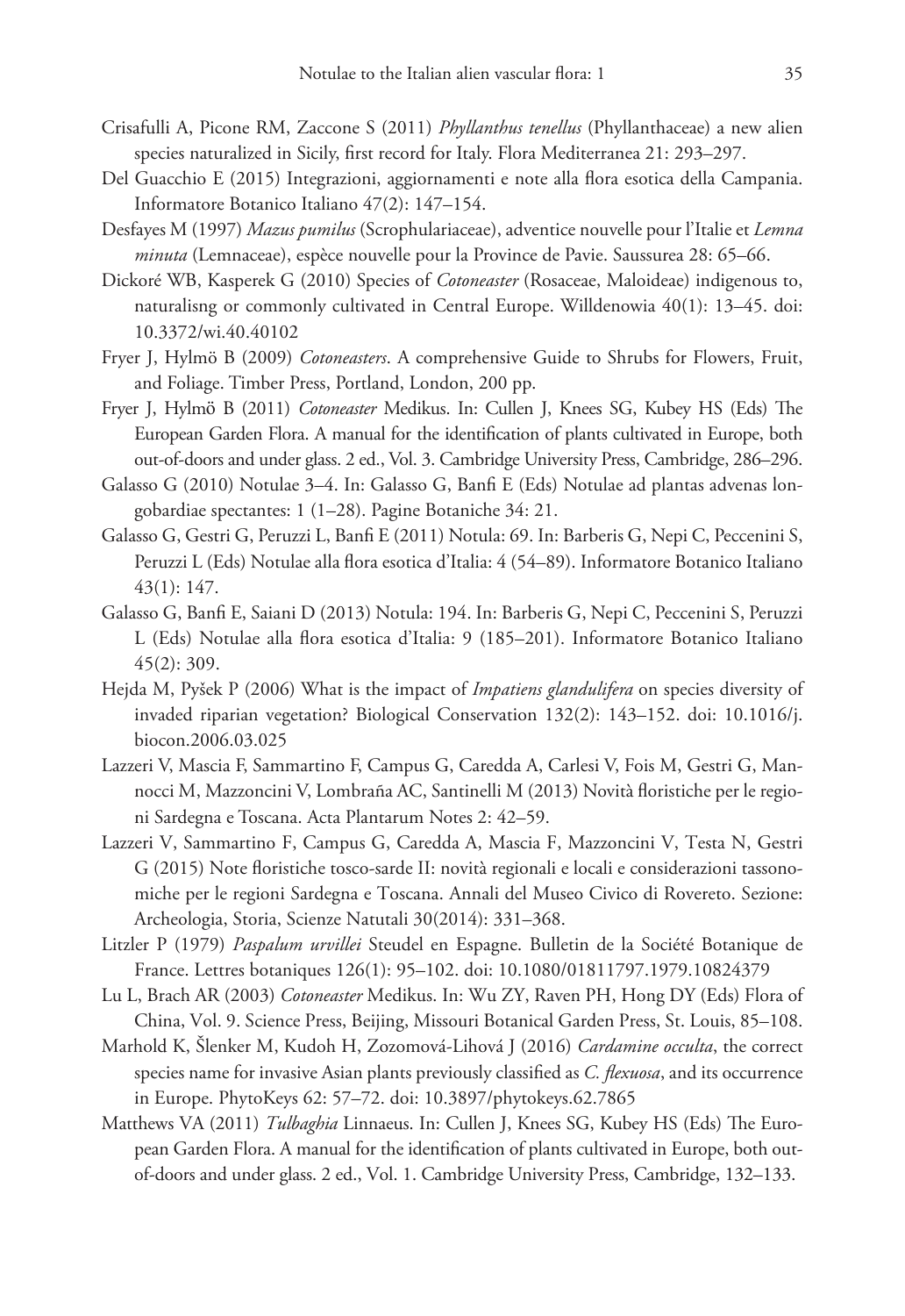Crisafulli A, Picone RM, Zaccone S (2011) *Phyllanthus tenellus* (Phyllanthaceae) a new alien species naturalized in Sicily, first record for Italy. Flora Mediterranea 21: 293–297.

Del Guacchio E (2015) Integrazioni, aggiornamenti e note alla flora esotica della Campania. Informatore Botanico Italiano 47(2): 147–154.

Desfayes M (1997) *Mazus pumilus* (Scrophulariaceae), adventice nouvelle pour l'Italie et *Lemna minuta* (Lemnaceae), espèce nouvelle pour la Province de Pavie. Saussurea 28: 65–66.

Dickoré WB, Kasperek G (2010) Species of *Cotoneaster* (Rosaceae, Maloideae) indigenous to, naturalisng or commonly cultivated in Central Europe. Willdenowia 40(1): 13–45. doi: 10.3372/wi.40.40102

Fryer J, Hylmö B (2009) *Cotoneasters*. A comprehensive Guide to Shrubs for Flowers, Fruit, and Foliage. Timber Press, Portland, London, 200 pp.

Fryer J, Hylmö B (2011) *Cotoneaster* Medikus. In: Cullen J, Knees SG, Kubey HS (Eds) The European Garden Flora. A manual for the identification of plants cultivated in Europe, both out-of-doors and under glass. 2 ed., Vol. 3. Cambridge University Press, Cambridge, 286–296.

Galasso G (2010) Notulae 3–4. In: Galasso G, Banfi E (Eds) Notulae ad plantas advenas longobardiae spectantes: 1 (1–28). Pagine Botaniche 34: 21.

Galasso G, Gestri G, Peruzzi L, Banfi E (2011) Notula: 69. In: Barberis G, Nepi C, Peccenini S, Peruzzi L (Eds) Notulae alla flora esotica d'Italia: 4 (54–89). Informatore Botanico Italiano 43(1): 147.

Galasso G, Banfi E, Saiani D (2013) Notula: 194. In: Barberis G, Nepi C, Peccenini S, Peruzzi L (Eds) Notulae alla flora esotica d'Italia: 9 (185–201). Informatore Botanico Italiano 45(2): 309.

Hejda M, Pyšek P (2006) What is the impact of *Impatiens glandulifera* on species diversity of invaded riparian vegetation? Biological Conservation 132(2): 143–152. doi: 10.1016/j.biocon.2006.03.025

Lazzeri V, Mascia F, Sammartino F, Campus G, Caredda A, Carlesi V, Fois M, Gestri G, Mannocci M, Mazzoncini V, Lombraña AC, Santinelli M (2013) Novità floristiche per le regioni Sardegna e Toscana. Acta Plantarum Notes 2: 42–59.

Lazzeri V, Sammartino F, Campus G, Caredda A, Mascia F, Mazzoncini V, Testa N, Gestri G (2015) Note floristiche tosco-sarde II: novità regionali e locali e considerazioni tassonomiche per le regioni Sardegna e Toscana. Annali del Museo Civico di Rovereto. Sezione: Archeologia, Storia, Scienze Natutali 30(2014): 331–368.

Litzler P (1979) *Paspalum urvillei* Steudel en Espagne. Bulletin de la Société Botanique de France. Lettres botaniques 126(1): 95–102. doi: 10.1080/01811797.1979.10824379

Lu L, Brach AR (2003) *Cotoneaster* Medikus. In: Wu ZY, Raven PH, Hong DY (Eds) Flora of China, Vol. 9. Science Press, Beijing, Missouri Botanical Garden Press, St. Louis, 85–108.

Marhold K, Šlenker M, Kudoh H, Zozomová-Lihová J (2016) *Cardamine occulta*, the correct species name for invasive Asian plants previously classified as *C. flexuosa*, and its occurrence in Europe. PhytoKeys 62: 57–72. doi: 10.3897/phytokeys.62.7865

Matthews VA (2011) *Tulbaghia* Linnaeus. In: Cullen J, Knees SG, Kubey HS (Eds) The European Garden Flora. A manual for the identification of plants cultivated in Europe, both out-of-doors and under glass. 2 ed., Vol. 1. Cambridge University Press, Cambridge, 132–133.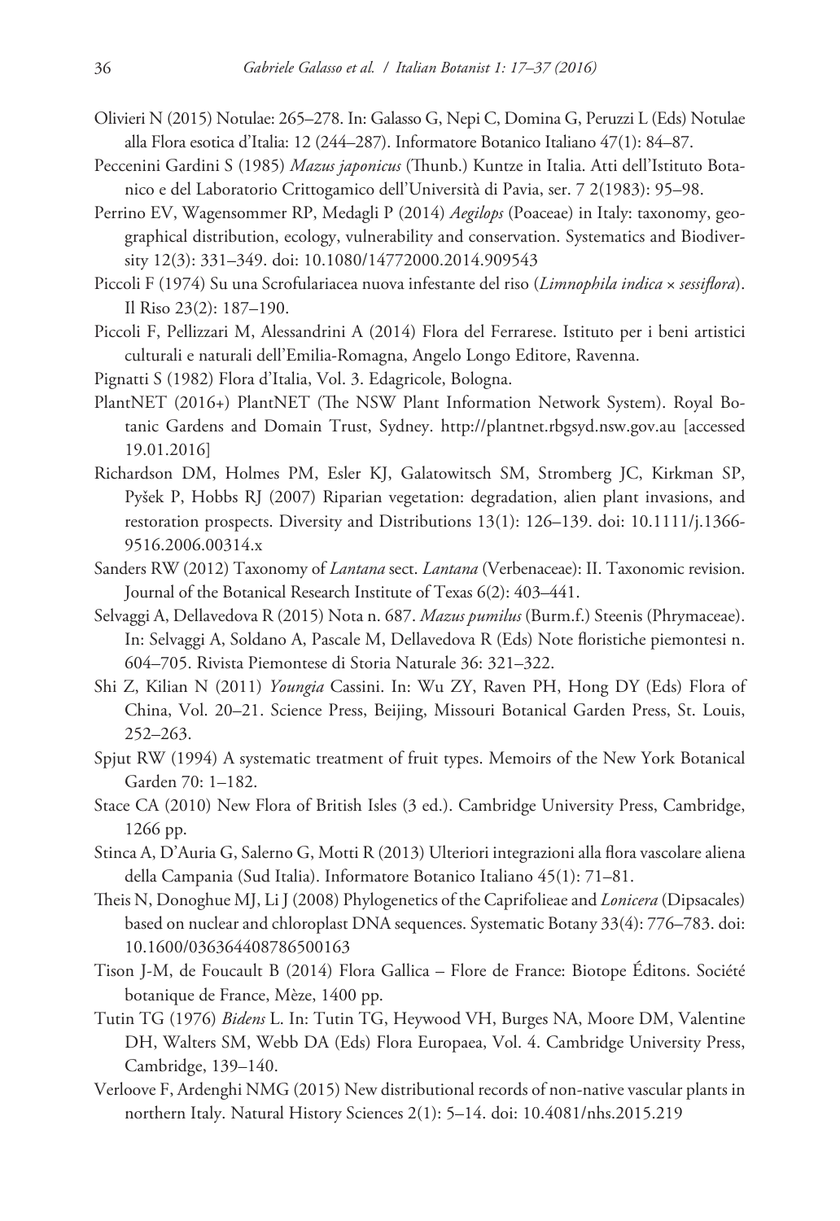Olivieri N (2015) Notulae: 265–278. In: Galasso G, Nepi C, Domina G, Peruzzi L (Eds) Notulae alla Flora esotica d'Italia: 12 (244–287). Informatore Botanico Italiano 47(1): 84–87.

Peccenini Gardini S (1985) *Mazus japonicus* (Thunb.) Kuntze in Italia. Atti dell'Istituto Botanico e del Laboratorio Crittogamico dell'Università di Pavia, ser. 7 2(1983): 95–98.

Perrino EV, Wagensommer RP, Medagli P (2014) *Aegilops* (Poaceae) in Italy: taxonomy, geographical distribution, ecology, vulnerability and conservation. Systematics and Biodiversity 12(3): 331–349. doi: 10.1080/14772000.2014.909543

Piccoli F (1974) Su una Scrofulariacea nuova infestante del riso (*Limnophila indica* × *sessiflora*). Il Riso 23(2): 187–190.

Piccoli F, Pellizzari M, Alessandrini A (2014) Flora del Ferrarese. Istituto per i beni artistici culturali e naturali dell'Emilia-Romagna, Angelo Longo Editore, Ravenna.

Pignatti S (1982) Flora d'Italia, Vol. 3. Edagricole, Bologna.

PlantNET (2016+) PlantNET (The NSW Plant Information Network System). Royal Botanic Gardens and Domain Trust, Sydney. http://plantnet.rbgsyd.nsw.gov.au [accessed 19.01.2016]

Richardson DM, Holmes PM, Esler KJ, Galatowitsch SM, Stromberg JC, Kirkman SP, Pyšek P, Hobbs RJ (2007) Riparian vegetation: degradation, alien plant invasions, and restoration prospects. Diversity and Distributions 13(1): 126–139. doi: 10.1111/j.1366-9516.2006.00314.x

Sanders RW (2012) Taxonomy of *Lantana* sect. *Lantana* (Verbenaceae): II. Taxonomic revision. Journal of the Botanical Research Institute of Texas 6(2): 403–441.

Selvaggi A, Dellavedova R (2015) Nota n. 687. *Mazus pumilus* (Burm.f.) Steenis (Phrymaceae). In: Selvaggi A, Soldano A, Pascale M, Dellavedova R (Eds) Note floristiche piemontesi n. 604–705. Rivista Piemontese di Storia Naturale 36: 321–322.

Shi Z, Kilian N (2011) *Youngia* Cassini. In: Wu ZY, Raven PH, Hong DY (Eds) Flora of China, Vol. 20–21. Science Press, Beijing, Missouri Botanical Garden Press, St. Louis, 252–263.

Spjut RW (1994) A systematic treatment of fruit types. Memoirs of the New York Botanical Garden 70: 1–182.

Stace CA (2010) New Flora of British Isles (3 ed.). Cambridge University Press, Cambridge, 1266 pp.

Stinca A, D'Auria G, Salerno G, Motti R (2013) Ulteriori integrazioni alla flora vascolare aliena della Campania (Sud Italia). Informatore Botanico Italiano 45(1): 71–81.

Theis N, Donoghue MJ, Li J (2008) Phylogenetics of the Caprifolieae and *Lonicera* (Dipsacales) based on nuclear and chloroplast DNA sequences. Systematic Botany 33(4): 776–783. doi: 10.1600/036364408786500163

Tison J-M, de Foucault B (2014) Flora Gallica – Flore de France: Biotope Éditons. Société botanique de France, Mèze, 1400 pp.

Tutin TG (1976) *Bidens* L. In: Tutin TG, Heywood VH, Burges NA, Moore DM, Valentine DH, Walters SM, Webb DA (Eds) Flora Europaea, Vol. 4. Cambridge University Press, Cambridge, 139–140.

Verloove F, Ardenghi NMG (2015) New distributional records of non-native vascular plants in northern Italy. Natural History Sciences 2(1): 5–14. doi: 10.4081/nhs.2015.219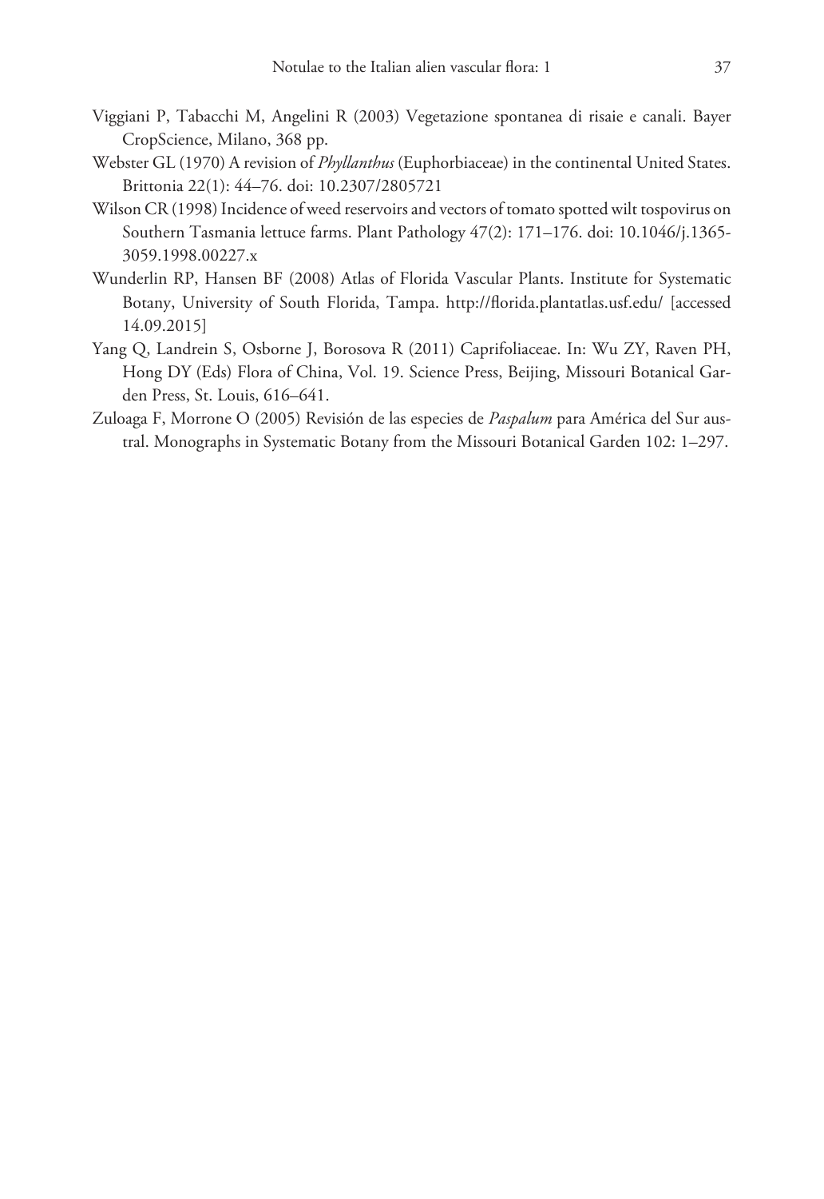Viggiani P, Tabacchi M, Angelini R (2003) Vegetazione spontanea di risaie e canali. Bayer CropScience, Milano, 368 pp.

Webster GL (1970) A revision of *Phyllanthus* (Euphorbiaceae) in the continental United States. Brittonia 22(1): 44–76. doi: 10.2307/2805721

Wilson CR (1998) Incidence of weed reservoirs and vectors of tomato spotted wilt tospovirus on Southern Tasmania lettuce farms. Plant Pathology 47(2): 171–176. doi: 10.1046/j.1365-3059.1998.00227.x

Wunderlin RP, Hansen BF (2008) Atlas of Florida Vascular Plants. Institute for Systematic Botany, University of South Florida, Tampa. http://florida.plantatlas.usf.edu/ [accessed 14.09.2015]

Yang Q, Landrein S, Osborne J, Borosova R (2011) Caprifoliaceae. In: Wu ZY, Raven PH, Hong DY (Eds) Flora of China, Vol. 19. Science Press, Beijing, Missouri Botanical Garden Press, St. Louis, 616–641.

Zuloaga F, Morrone O (2005) Revisión de las especies de *Paspalum* para América del Sur austral. Monographs in Systematic Botany from the Missouri Botanical Garden 102: 1–297.